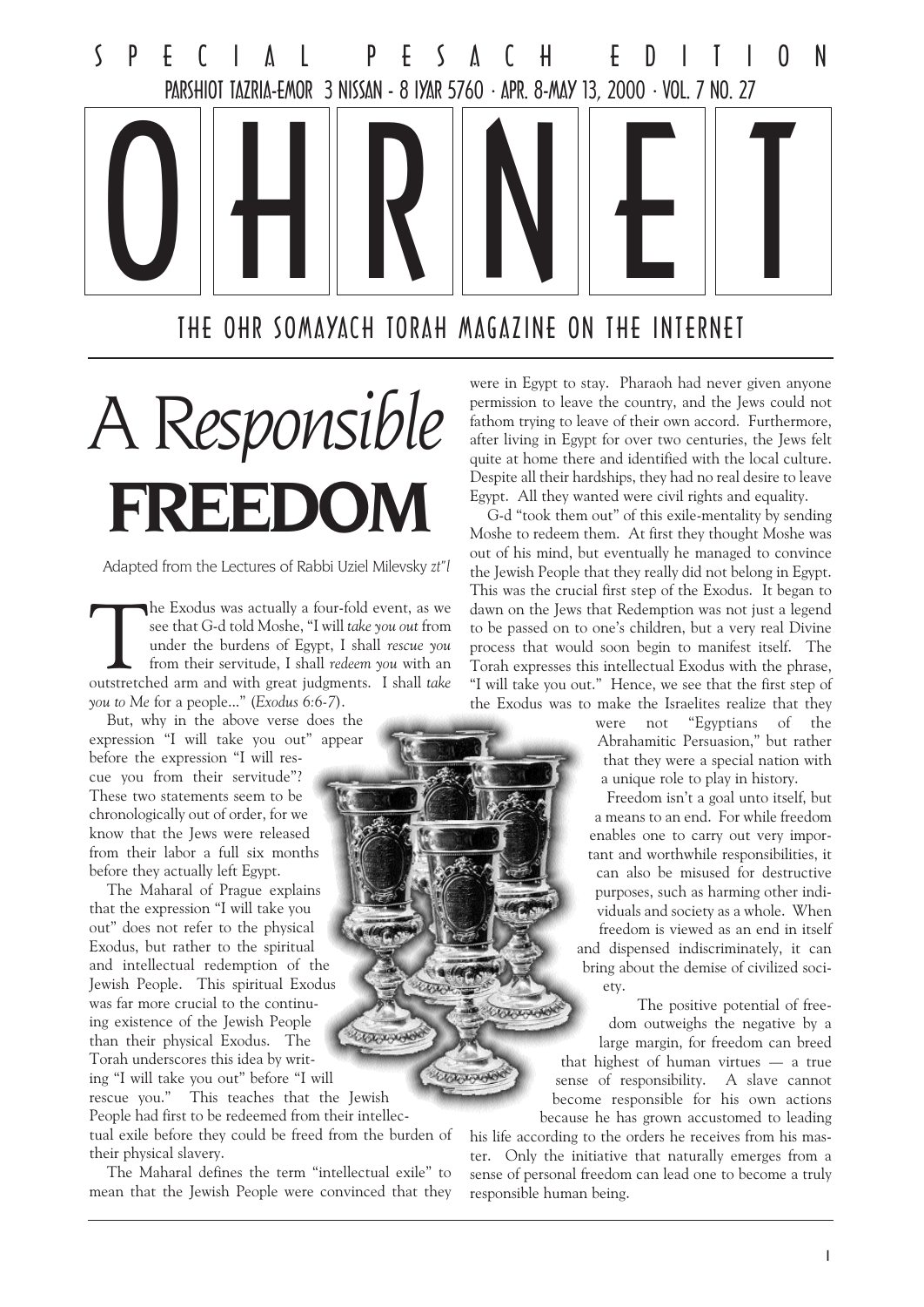SPECIAL PESACH EDITION

PARSHIOT TAZRIA-EMOR 3 NISSAN - 8 IYAR 5760 · APR. 8-MAY 13, 2000 · VOL. 7 NO. 27

# OHRNET

THE OHR SOMAYACH TORAH MAGAZINE ON THE INTERNET

# A *Responsible* **FREEDOM**

Adapted from the Lectures of Rabbi Uziel Milevsky *zt"l*

The Exodus was actually a four-fold event, as we see that G-d told Moshe, "I will *take you out* from under the burdens of Egypt, I shall *rescue you* from their servitude, I shall *redeem you* with an outstretched arm and with great judgments. I shall *take you to Me* for a people..." (*Exodus 6:6-7*).

But, why in the above verse does the expression "I will take you out" appear before the expression "I will rescue you from their servitude"? These two statements seem to be chronologically out of order, for we know that the Jews were released from their labor a full six months before they actually left Egypt.

The Maharal of Prague explains that the expression "I will take you out" does not refer to the physical Exodus, but rather to the spiritual and intellectual redemption of the Jewish People. This spiritual Exodus was far more crucial to the continuing existence of the Jewish People than their physical Exodus. The Torah underscores this idea by writing "I will take you out" before "I will rescue you." This teaches that the Jewish People had first to be redeemed from their intellectual exile before they could be freed from the burden of their physical slavery.

The Maharal defines the term "intellectual exile" to mean that the Jewish People were convinced that they were in Egypt to stay. Pharaoh had never given anyone permission to leave the country, and the Jews could not fathom trying to leave of their own accord. Furthermore, after living in Egypt for over two centuries, the Jews felt quite at home there and identified with the local culture. Despite all their hardships, they had no real desire to leave Egypt. All they wanted were civil rights and equality.

G-d "took them out" of this exile-mentality by sending Moshe to redeem them. At first they thought Moshe was out of his mind, but eventually he managed to convince the Jewish People that they really did not belong in Egypt. This was the crucial first step of the Exodus. It began to dawn on the Jews that Redemption was not just a legend to be passed on to one's children, but a very real Divine process that would soon begin to manifest itself. The Torah expresses this intellectual Exodus with the phrase, "I will take you out." Hence, we see that the first step of the Exodus was to make the Israelites realize that they were not "Egyptians of the Abrahamitic Persuasion," but rather that they were a special nation with a unique role to play in history.

Freedom isn't a goal unto itself, but a means to an end. For while freedom enables one to carry out very important and worthwhile responsibilities, it can also be misused for destructive purposes, such as harming other individuals and society as a whole. When freedom is viewed as an end in itself and dispensed indiscriminately, it can bring about the demise of civilized society.

The positive potential of freedom outweighs the negative by a large margin, for freedom can breed that highest of human virtues — a true sense of responsibility. A slave cannot become responsible for his own actions because he has grown accustomed to leading his life according to the orders he receives from his master. Only the initiative that naturally emerges from a sense of personal freedom can lead one to become a truly responsible human being.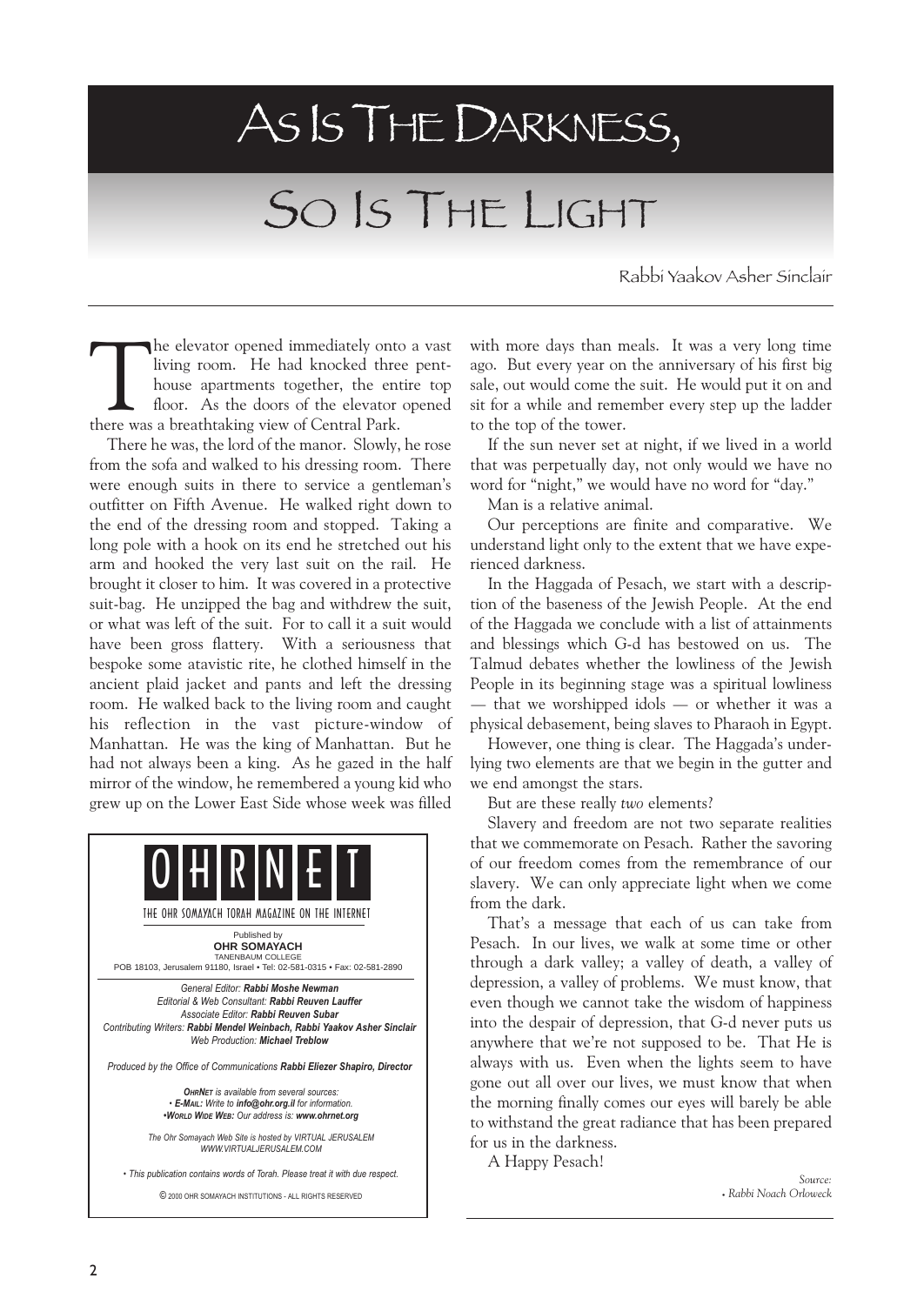# As Is The Darkness, So Is The Light

Rabbi Yaakov Asher Sinclair

The elevator opened immediately onto a vast living room. He had knocked three penthouse apartments together, the entire top floor. As the doors of the elevator opened there was a breathtaking view of Central Park.

There he was, the lord of the manor. Slowly, he rose from the sofa and walked to his dressing room. There were enough suits in there to service a gentleman's outfitter on Fifth Avenue. He walked right down to the end of the dressing room and stopped. Taking a long pole with a hook on its end he stretched out his arm and hooked the very last suit on the rail. He brought it closer to him. It was covered in a protective suit-bag. He unzipped the bag and withdrew the suit, or what was left of the suit. To call it a suit would have been gross flattery. With a seriousness that bespoke some atavistic rite, he clothed himself in the ancient plaid jacket and pants and left the dressing room. He walked back to the living room and caught his reflection in the vast picture-window of Manhattan. He was the king of Manhattan. But he had not always been a king. As he gazed in the half mirror of the window, he remembered a young kid who grew up on the Lower East Side whose week was filled with more days than meals. It was a very long time ago. But every year on the anniversary of his first big sale, out would come the suit. He would put it on and sit for a while and remember every step up the ladder to the top of the tower.

If the sun never set at night, if we lived in a world that was perpetually day, not only would we have no word for "night," we would have no word for "day."

Man is a relative animal.

Our perceptions are finite and comparative. We understand light only to the extent that we have experienced darkness.

In the Haggada of Pesach, we start with a description of the baseness of the Jewish People. At the end of the Haggada we conclude with a list of attainments and blessings which G-d has bestowed on us. The Talmud debates whether the lowliness of the Jewish People in its beginning stage was a spiritual lowliness — that we worshipped idols — or whether it was a physical debasement, being slaves to Pharaoh in Egypt.

However, one thing is clear. The Haggada's underlying two elements are that we begin in the gutter and we end amongst the stars.

But are these really *two* elements?

Slavery and freedom are not two separate realities that we commemorate on Pesach. Rather the savoring of our freedom comes from the remembrance of our slavery. We can only appreciate light when we come from the dark.

That's a message that each of us can take from Pesach. In our lives, we walk at some time or other through a dark valley; a valley of death, a valley of depression, a valley of problems. We must know, that even though we cannot take the wisdom of happiness into the despair of depression, that G-d never puts us anywhere that we're not supposed to be. That He is always with us. Even when the lights seem to have gone out all over our lives, we must know that when the morning finally comes our eyes will barely be able to withstand the great radiance that has been prepared for us in the darkness.

A Happy Pesach!

*Source:*
*• Rabbi Noach Orloweck*

---

**OHRNET**

THE OHR SOMAYACH TORAH MAGAZINE ON THE INTERNET

Published by
**OHR SOMAYACH**
TANENBAUM COLLEGE
POB 18103, Jerusalem 91180, Israel • Tel: 02-581-0315 • Fax: 02-581-2890

*General Editor:* ***Rabbi Moshe Newman***
*Editorial & Web Consultant:* ***Rabbi Reuven Lauffer***
*Associate Editor:* ***Rabbi Reuven Subar***
*Contributing Writers:* ***Rabbi Mendel Weinbach, Rabbi Yaakov Asher Sinclair***
*Web Production:* ***Michael Treblow***

*Produced by the Office of Communications* ***Rabbi Eliezer Shapiro, Director***

***OHRNET*** *is available from several sources:*
*•* ***E-MAIL:*** *Write to* ***info@ohr.org.il*** *for information.*
*•****WORLD WIDE WEB:*** *Our address is:* ***www.ohrnet.org***

*The Ohr Somayach Web Site is hosted by VIRTUAL JERUSALEM*
*WWW.VIRTUALJERUSALEM.COM*

*• This publication contains words of Torah. Please treat it with due respect.*

© 2000 OHR SOMAYACH INSTITUTIONS - ALL RIGHTS RESERVED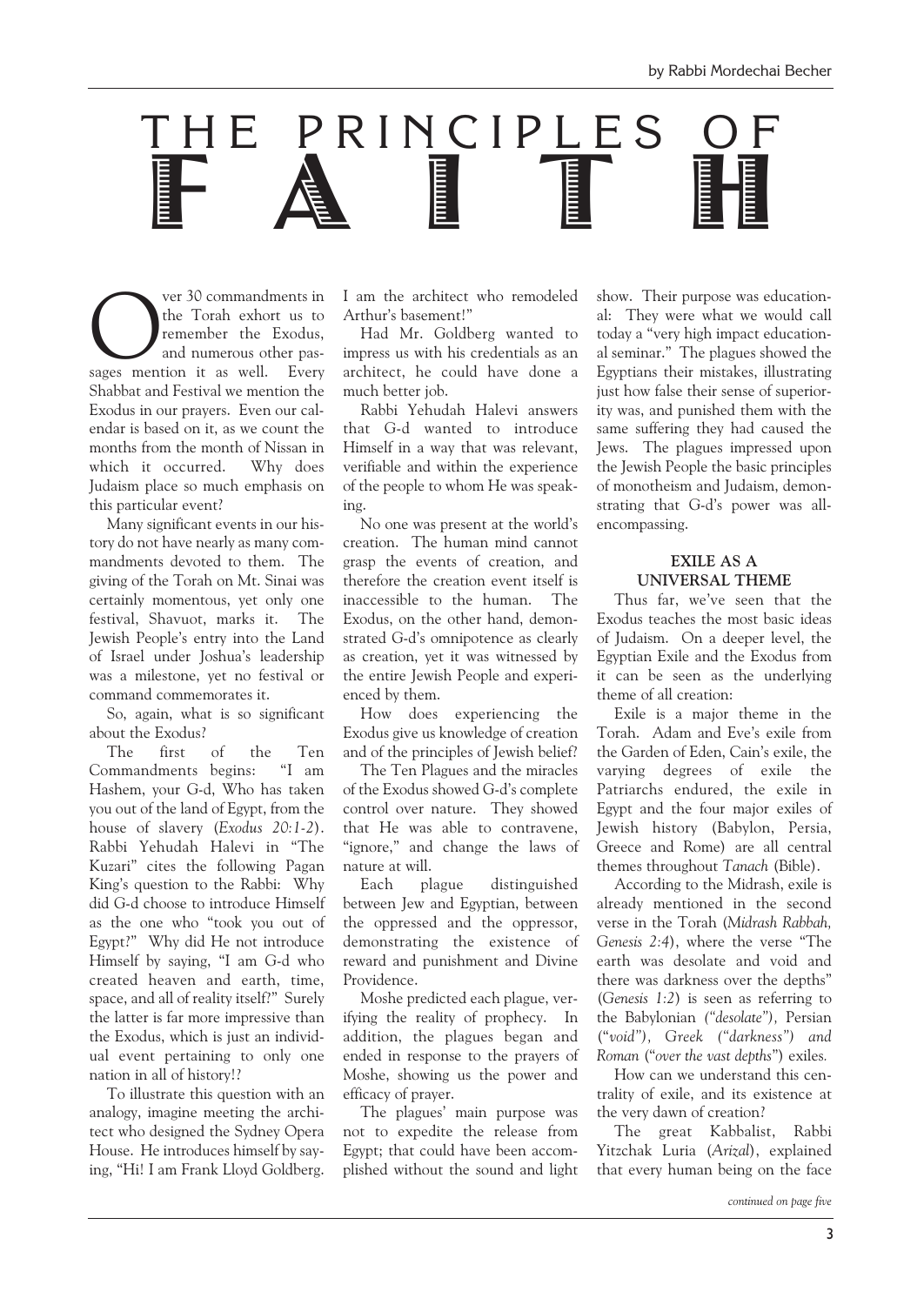by Rabbi Mordechai Becher

# THE PRINCIPLES OF FAITH

Over 30 commandments in the Torah exhort us to remember the Exodus, and numerous other passages mention it as well. Every Shabbat and Festival we mention the Exodus in our prayers. Even our calendar is based on it, as we count the months from the month of Nissan in which it occurred. Why does Judaism place so much emphasis on this particular event?

Many significant events in our history do not have nearly as many commandments devoted to them. The giving of the Torah on Mt. Sinai was certainly momentous, yet only one festival, Shavuot, marks it. The Jewish People's entry into the Land of Israel under Joshua's leadership was a milestone, yet no festival or command commemorates it.

So, again, what is so significant about the Exodus?

The first of the Ten Commandments begins: "I am Hashem, your G-d, Who has taken you out of the land of Egypt, from the house of slavery (*Exodus 20:1-2*). Rabbi Yehudah Halevi in "The Kuzari" cites the following Pagan King's question to the Rabbi: Why did G-d choose to introduce Himself as the one who "took you out of Egypt?" Why did He not introduce Himself by saying, "I am G-d who created heaven and earth, time, space, and all of reality itself?" Surely the latter is far more impressive than the Exodus, which is just an individual event pertaining to only one nation in all of history!?

To illustrate this question with an analogy, imagine meeting the architect who designed the Sydney Opera House. He introduces himself by saying, "Hi! I am Frank Lloyd Goldberg. I am the architect who remodeled Arthur's basement!"

Had Mr. Goldberg wanted to impress us with his credentials as an architect, he could have done a much better job.

Rabbi Yehudah Halevi answers that G-d wanted to introduce Himself in a way that was relevant, verifiable and within the experience of the people to whom He was speaking.

No one was present at the world's creation. The human mind cannot grasp the events of creation, and therefore the creation event itself is inaccessible to the human. The Exodus, on the other hand, demonstrated G-d's omnipotence as clearly as creation, yet it was witnessed by the entire Jewish People and experienced by them.

How does experiencing the Exodus give us knowledge of creation and of the principles of Jewish belief?

The Ten Plagues and the miracles of the Exodus showed G-d's complete control over nature. They showed that He was able to contravene, "ignore," and change the laws of nature at will.

Each plague distinguished between Jew and Egyptian, between the oppressed and the oppressor, demonstrating the existence of reward and punishment and Divine Providence.

Moshe predicted each plague, verifying the reality of prophecy. In addition, the plagues began and ended in response to the prayers of Moshe, showing us the power and efficacy of prayer.

The plagues' main purpose was not to expedite the release from Egypt; that could have been accomplished without the sound and light show. Their purpose was educational: They were what we would call today a "very high impact educational seminar." The plagues showed the Egyptians their mistakes, illustrating just how false their sense of superiority was, and punished them with the same suffering they had caused the Jews. The plagues impressed upon the Jewish People the basic principles of monotheism and Judaism, demonstrating that G-d's power was all-encompassing.

## EXILE AS A UNIVERSAL THEME

Thus far, we've seen that the Exodus teaches the most basic ideas of Judaism. On a deeper level, the Egyptian Exile and the Exodus from it can be seen as the underlying theme of all creation:

Exile is a major theme in the Torah. Adam and Eve's exile from the Garden of Eden, Cain's exile, the varying degrees of exile the Patriarchs endured, the exile in Egypt and the four major exiles of Jewish history (Babylon, Persia, Greece and Rome) are all central themes throughout *Tanach* (Bible).

According to the Midrash, exile is already mentioned in the second verse in the Torah (*Midrash Rabbah, Genesis 2:4*), where the verse "The earth was desolate and void and there was darkness over the depths" (*Genesis 1:2*) is seen as referring to the Babylonian *("desolate")*, Persian (*"void")*, *Greek ("darkness") and Roman* (*"over the vast depths"*) exiles.

How can we understand this centrality of exile, and its existence at the very dawn of creation?

The great Kabbalist, Rabbi Yitzchak Luria (*Arizal*), explained that every human being on the face

*continued on page five*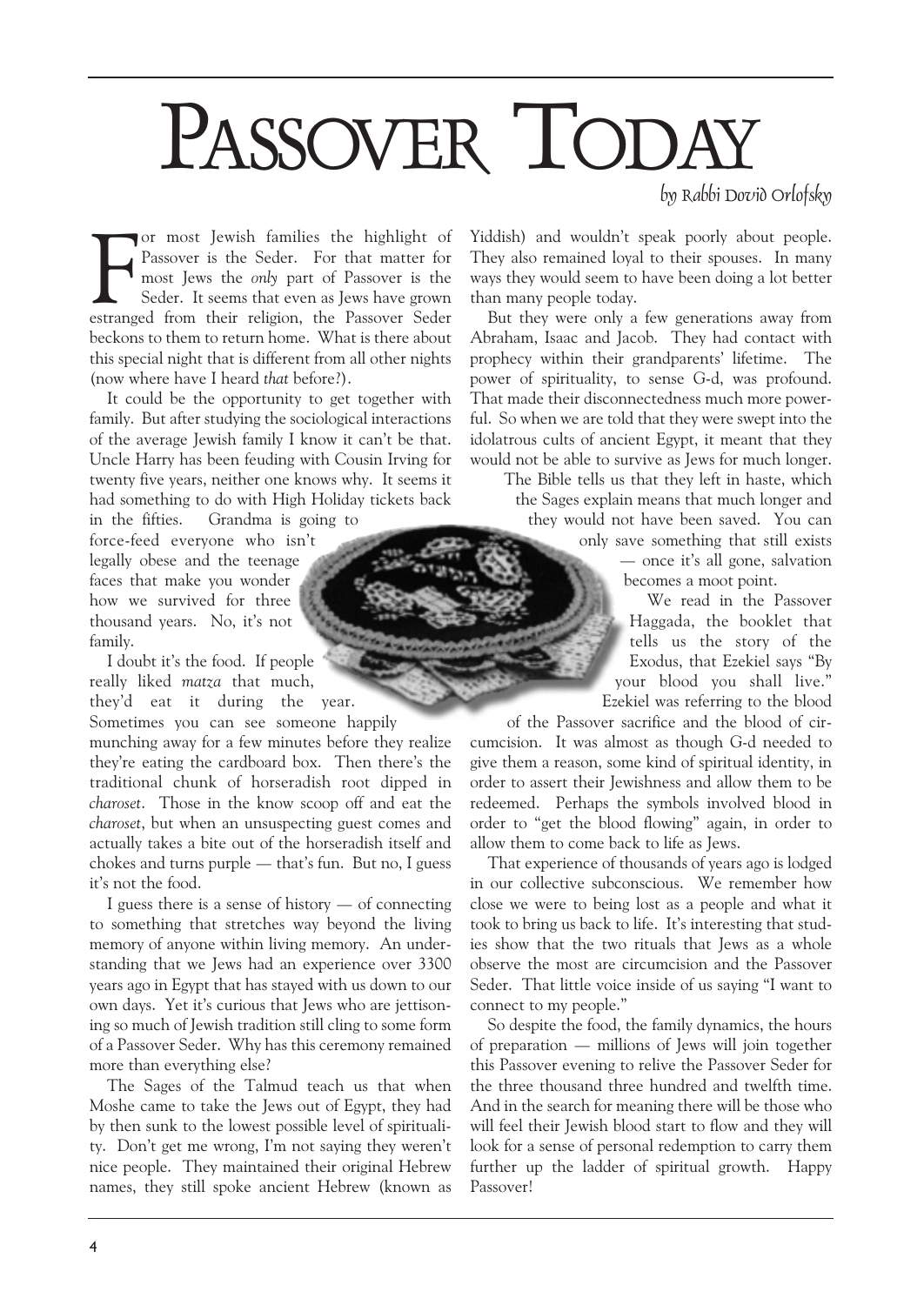# Passover Today

*by Rabbi Dovid Orlofsky*

For most Jewish families the highlight of Passover is the Seder. For that matter for most Jews the *only* part of Passover is the Seder. It seems that even as Jews have grown estranged from their religion, the Passover Seder beckons to them to return home. What is there about this special night that is different from all other nights (now where have I heard *that* before?).

It could be the opportunity to get together with family. But after studying the sociological interactions of the average Jewish family I know it can't be that. Uncle Harry has been feuding with Cousin Irving for twenty five years, neither one knows why. It seems it had something to do with High Holiday tickets back in the fifties. Grandma is going to force-feed everyone who isn't legally obese and the teenage faces that make you wonder how we survived for three thousand years. No, it's not family.

I doubt it's the food. If people really liked *matza* that much, they'd eat it during the year. Sometimes you can see someone happily munching away for a few minutes before they realize they're eating the cardboard box. Then there's the traditional chunk of horseradish root dipped in *charoset*. Those in the know scoop off and eat the *charoset*, but when an unsuspecting guest comes and actually takes a bite out of the horseradish itself and chokes and turns purple — that's fun. But no, I guess it's not the food.

I guess there is a sense of history — of connecting to something that stretches way beyond the living memory of anyone within living memory. An understanding that we Jews had an experience over 3300 years ago in Egypt that has stayed with us down to our own days. Yet it's curious that Jews who are jettisoning so much of Jewish tradition still cling to some form of a Passover Seder. Why has this ceremony remained more than everything else?

The Sages of the Talmud teach us that when Moshe came to take the Jews out of Egypt, they had by then sunk to the lowest possible level of spirituality. Don't get me wrong, I'm not saying they weren't nice people. They maintained their original Hebrew names, they still spoke ancient Hebrew (known as Yiddish) and wouldn't speak poorly about people. They also remained loyal to their spouses. In many ways they would seem to have been doing a lot better than many people today.

But they were only a few generations away from Abraham, Isaac and Jacob. They had contact with prophecy within their grandparents' lifetime. The power of spirituality, to sense G-d, was profound. That made their disconnectedness much more powerful. So when we are told that they were swept into the idolatrous cults of ancient Egypt, it meant that they would not be able to survive as Jews for much longer.

The Bible tells us that they left in haste, which the Sages explain means that much longer and they would not have been saved. You can only save something that still exists — once it's all gone, salvation becomes a moot point.

We read in the Passover Haggada, the booklet that tells us the story of the Exodus, that Ezekiel says "By your blood you shall live." Ezekiel was referring to the blood of the Passover sacrifice and the blood of circumcision. It was almost as though G-d needed to give them a reason, some kind of spiritual identity, in order to assert their Jewishness and allow them to be redeemed. Perhaps the symbols involved blood in order to "get the blood flowing" again, in order to allow them to come back to life as Jews.

That experience of thousands of years ago is lodged in our collective subconscious. We remember how close we were to being lost as a people and what it took to bring us back to life. It's interesting that studies show that the two rituals that Jews as a whole observe the most are circumcision and the Passover Seder. That little voice inside of us saying "I want to connect to my people."

So despite the food, the family dynamics, the hours of preparation — millions of Jews will join together this Passover evening to relive the Passover Seder for the three thousand three hundred and twelfth time. And in the search for meaning there will be those who will feel their Jewish blood start to flow and they will look for a sense of personal redemption to carry them further up the ladder of spiritual growth. Happy Passover!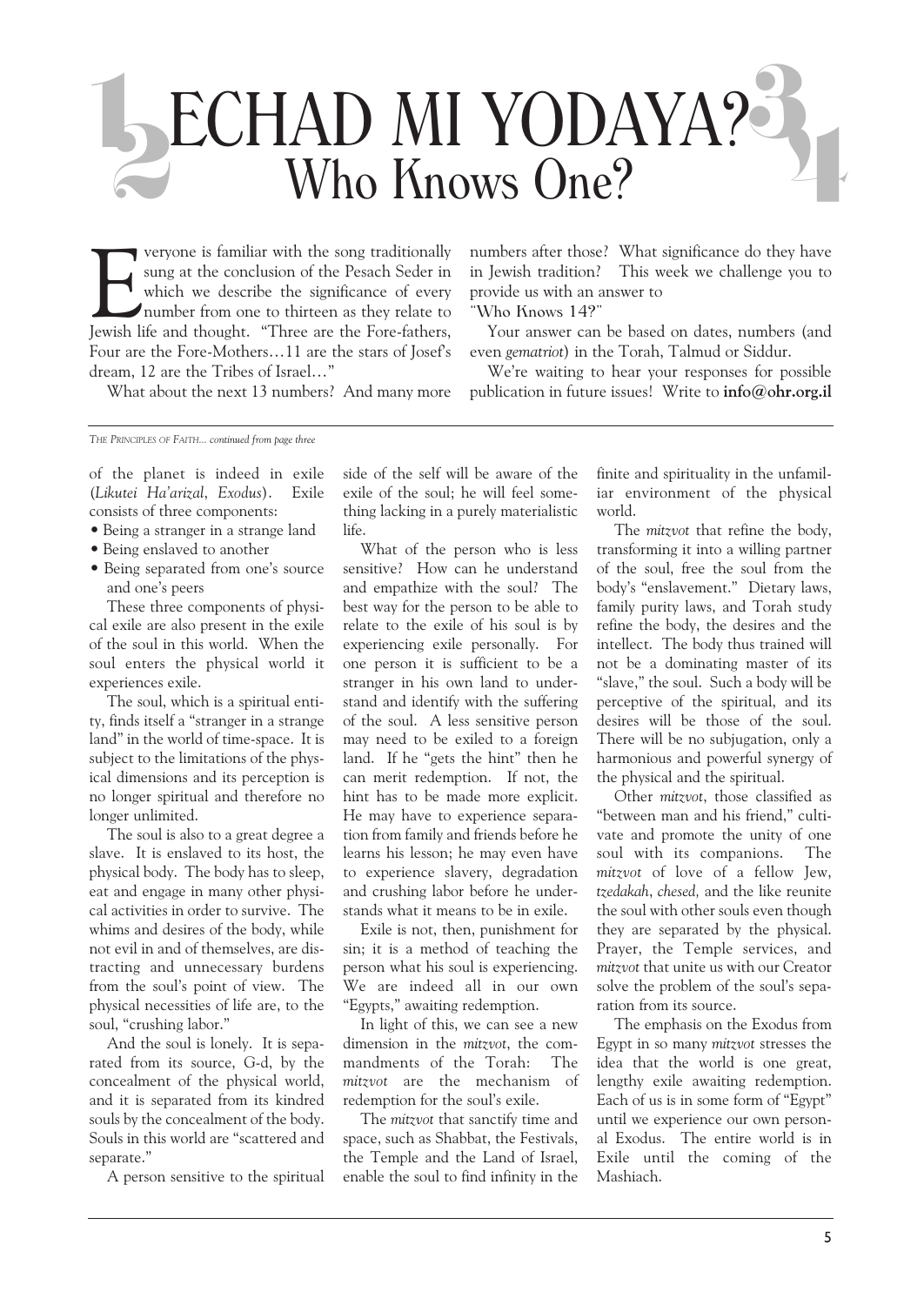# ECHAD MI YODAYA?
## Who Knows One?

Everyone is familiar with the song traditionally sung at the conclusion of the Pesach Seder in which we describe the significance of every number from one to thirteen as they relate to Jewish life and thought. "Three are the Fore-fathers, Four are the Fore-Mothers…11 are the stars of Josef's dream, 12 are the Tribes of Israel…"

What about the next 13 numbers? And many more numbers after those? What significance do they have in Jewish tradition? This week we challenge you to provide us with an answer to "**Who Knows 14?**"

Your answer can be based on dates, numbers (and even *gematriot*) in the Torah, Talmud or Siddur.

We're waiting to hear your responses for possible publication in future issues! Write to **info@ohr.org.il**

---

*THE PRINCIPLES OF FAITH... continued from page three*

of the planet is indeed in exile (*Likutei Ha'arizal*, *Exodus*). Exile consists of three components:

- Being a stranger in a strange land
- Being enslaved to another
- Being separated from one's source and one's peers

These three components of physical exile are also present in the exile of the soul in this world. When the soul enters the physical world it experiences exile.

The soul, which is a spiritual entity, finds itself a "stranger in a strange land" in the world of time-space. It is subject to the limitations of the physical dimensions and its perception is no longer spiritual and therefore no longer unlimited.

The soul is also to a great degree a slave. It is enslaved to its host, the physical body. The body has to sleep, eat and engage in many other physical activities in order to survive. The whims and desires of the body, while not evil in and of themselves, are distracting and unnecessary burdens from the soul's point of view. The physical necessities of life are, to the soul, "crushing labor."

And the soul is lonely. It is separated from its source, G-d, by the concealment of the physical world, and it is separated from its kindred souls by the concealment of the body. Souls in this world are "scattered and separate."

A person sensitive to the spiritual side of the self will be aware of the exile of the soul; he will feel something lacking in a purely materialistic life.

What of the person who is less sensitive? How can he understand and empathize with the soul? The best way for the person to be able to relate to the exile of his soul is by experiencing exile personally. For one person it is sufficient to be a stranger in his own land to understand and identify with the suffering of the soul. A less sensitive person may need to be exiled to a foreign land. If he "gets the hint" then he can merit redemption. If not, the hint has to be made more explicit. He may have to experience separation from family and friends before he learns his lesson; he may even have to experience slavery, degradation and crushing labor before he understands what it means to be in exile.

Exile is not, then, punishment for sin; it is a method of teaching the person what his soul is experiencing. We are indeed all in our own "Egypts," awaiting redemption.

In light of this, we can see a new dimension in the *mitzvot*, the commandments of the Torah: The *mitzvot* are the mechanism of redemption for the soul's exile.

The *mitzvot* that sanctify time and space, such as Shabbat, the Festivals, the Temple and the Land of Israel, enable the soul to find infinity in the finite and spirituality in the unfamiliar environment of the physical world.

The *mitzvot* that refine the body, transforming it into a willing partner of the soul, free the soul from the body's "enslavement." Dietary laws, family purity laws, and Torah study refine the body, the desires and the intellect. The body thus trained will not be a dominating master of its "slave," the soul. Such a body will be perceptive of the spiritual, and its desires will be those of the soul. There will be no subjugation, only a harmonious and powerful synergy of the physical and the spiritual.

Other *mitzvot*, those classified as "between man and his friend," cultivate and promote the unity of one soul with its companions. The *mitzvot* of love of a fellow Jew, *tzedakah*, *chesed,* and the like reunite the soul with other souls even though they are separated by the physical. Prayer, the Temple services, and *mitzvot* that unite us with our Creator solve the problem of the soul's separation from its source.

The emphasis on the Exodus from Egypt in so many *mitzvot* stresses the idea that the world is one great, lengthy exile awaiting redemption. Each of us is in some form of "Egypt" until we experience our own personal Exodus. The entire world is in Exile until the coming of the Mashiach.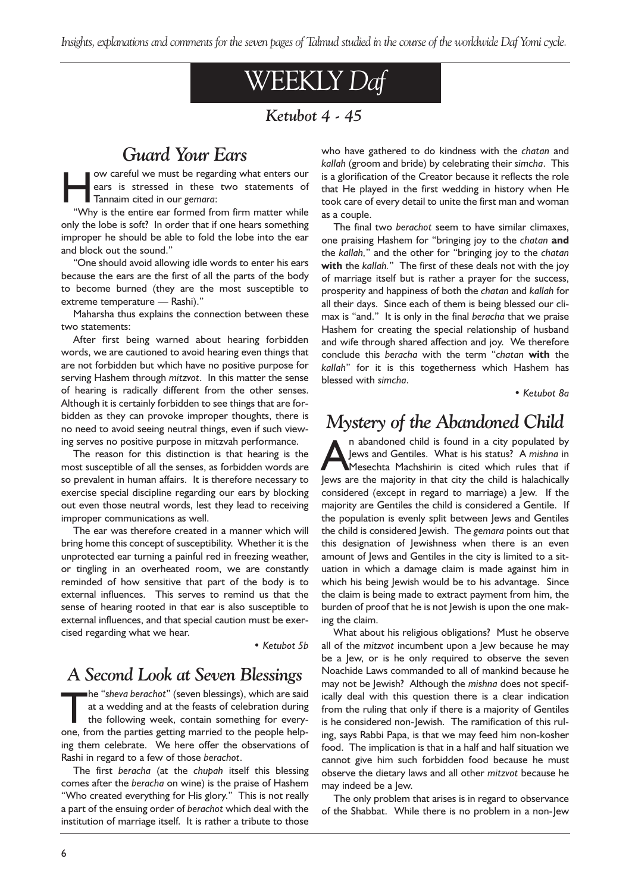*Insights, explanations and comments for the seven pages of Talmud studied in the course of the worldwide Daf Yomi cycle.*

# WEEKLY *Daf*

## *Ketubot 4 - 45*

## *Guard Your Ears*

How careful we must be regarding what enters our ears is stressed in these two statements of Tannaim cited in our *gemara*:

"Why is the entire ear formed from firm matter while only the lobe is soft? In order that if one hears something improper he should be able to fold the lobe into the ear and block out the sound."

"One should avoid allowing idle words to enter his ears because the ears are the first of all the parts of the body to become burned (they are the most susceptible to extreme temperature — Rashi)."

Maharsha thus explains the connection between these two statements:

After first being warned about hearing forbidden words, we are cautioned to avoid hearing even things that are not forbidden but which have no positive purpose for serving Hashem through *mitzvot*. In this matter the sense of hearing is radically different from the other senses. Although it is certainly forbidden to see things that are forbidden as they can provoke improper thoughts, there is no need to avoid seeing neutral things, even if such viewing serves no positive purpose in mitzvah performance.

The reason for this distinction is that hearing is the most susceptible of all the senses, as forbidden words are so prevalent in human affairs. It is therefore necessary to exercise special discipline regarding our ears by blocking out even those neutral words, lest they lead to receiving improper communications as well.

The ear was therefore created in a manner which will bring home this concept of susceptibility. Whether it is the unprotected ear turning a painful red in freezing weather, or tingling in an overheated room, we are constantly reminded of how sensitive that part of the body is to external influences. This serves to remind us that the sense of hearing rooted in that ear is also susceptible to external influences, and that special caution must be exercised regarding what we hear.

*• Ketubot 5b*

## *A Second Look at Seven Blessings*

The "*sheva berachot*" (seven blessings), which are said at a wedding and at the feasts of celebration during the following week, contain something for everyone, from the parties getting married to the people helping them celebrate. We here offer the observations of Rashi in regard to a few of those *berachot*.

The first *beracha* (at the *chupah* itself this blessing comes after the *beracha* on wine) is the praise of Hashem "Who created everything for His glory." This is not really a part of the ensuing order of *berachot* which deal with the institution of marriage itself. It is rather a tribute to those who have gathered to do kindness with the *chatan* and *kallah* (groom and bride) by celebrating their *simcha*. This is a glorification of the Creator because it reflects the role that He played in the first wedding in history when He took care of every detail to unite the first man and woman as a couple.

The final two *berachot* seem to have similar climaxes, one praising Hashem for "bringing joy to the *chatan* **and** the *kallah*," and the other for "bringing joy to the *chatan* **with** the *kallah*." The first of these deals not with the joy of marriage itself but is rather a prayer for the success, prosperity and happiness of both the *chatan* and *kallah* for all their days. Since each of them is being blessed our climax is "and." It is only in the final *beracha* that we praise Hashem for creating the special relationship of husband and wife through shared affection and joy. We therefore conclude this *beracha* with the term "*chatan* **with** the *kallah*" for it is this togetherness which Hashem has blessed with *simcha*.

*• Ketubot 8a*

## *Mystery of the Abandoned Child*

An abandoned child is found in a city populated by Jews and Gentiles. What is his status? A *mishna* in Mesechta Machshirin is cited which rules that if Jews are the majority in that city the child is halachically considered (except in regard to marriage) a Jew. If the majority are Gentiles the child is considered a Gentile. If the population is evenly split between Jews and Gentiles the child is considered Jewish. The *gemara* points out that this designation of Jewishness when there is an even amount of Jews and Gentiles in the city is limited to a situation in which a damage claim is made against him in which his being Jewish would be to his advantage. Since the claim is being made to extract payment from him, the burden of proof that he is not Jewish is upon the one making the claim.

What about his religious obligations? Must he observe all of the *mitzvot* incumbent upon a Jew because he may be a Jew, or is he only required to observe the seven Noachide Laws commanded to all of mankind because he may not be Jewish? Although the *mishna* does not specifically deal with this question there is a clear indication from the ruling that only if there is a majority of Gentiles is he considered non-Jewish. The ramification of this ruling, says Rabbi Papa, is that we may feed him non-kosher food. The implication is that in a half and half situation we cannot give him such forbidden food because he must observe the dietary laws and all other *mitzvot* because he may indeed be a Jew.

The only problem that arises is in regard to observance of the Shabbat. While there is no problem in a non-Jew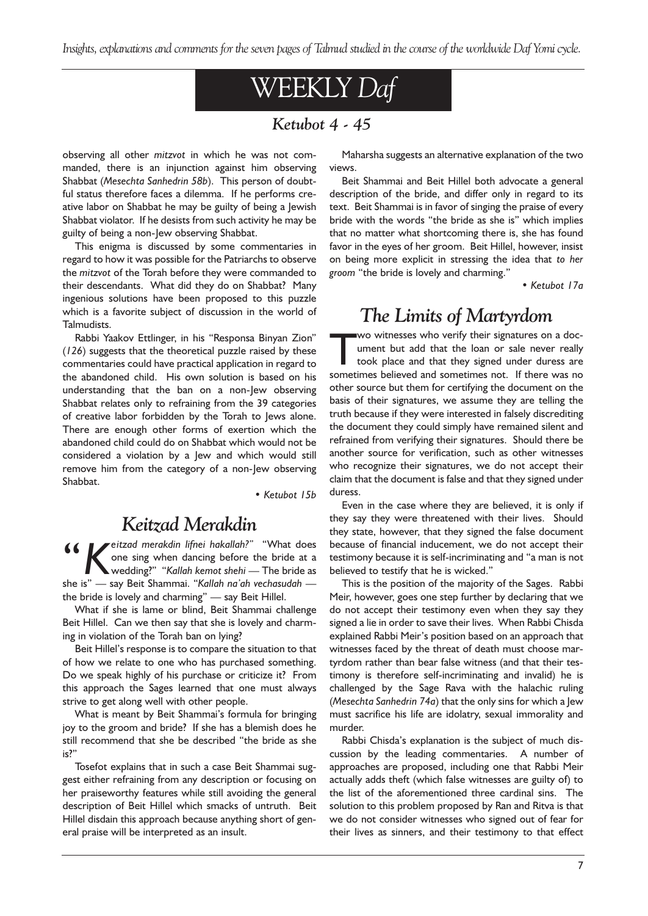observing all other *mitzvot* in which he was not commanded, there is an injunction against him observing Shabbat (*Mesechta Sanhedrin 58b*). This person of doubtful status therefore faces a dilemma. If he performs creative labor on Shabbat he may be guilty of being a Jewish Shabbat violator. If he desists from such activity he may be guilty of being a non-Jew observing Shabbat.

This enigma is discussed by some commentaries in regard to how it was possible for the Patriarchs to observe the *mitzvot* of the Torah before they were commanded to their descendants. What did they do on Shabbat? Many ingenious solutions have been proposed to this puzzle which is a favorite subject of discussion in the world of Talmudists.

Rabbi Yaakov Ettlinger, in his "Responsa Binyan Zion" (*126*) suggests that the theoretical puzzle raised by these commentaries could have practical application in regard to the abandoned child. His own solution is based on his understanding that the ban on a non-Jew observing Shabbat relates only to refraining from the 39 categories of creative labor forbidden by the Torah to Jews alone. There are enough other forms of exertion which the abandoned child could do on Shabbat which would not be considered a violation by a Jew and which would still remove him from the category of a non-Jew observing Shabbat.

• *Ketubot 15b*

## Keitzad Merakdin

"*Keitzad merakdin lifnei hakallah?*" "What does one sing when dancing before the bride at a wedding?" "*Kallah kemot shehi* — The bride as she is" — say Beit Shammai. "*Kallah na'ah vechasudah* — the bride is lovely and charming" — say Beit Hillel.

What if she is lame or blind, Beit Shammai challenge Beit Hillel. Can we then say that she is lovely and charming in violation of the Torah ban on lying?

Beit Hillel's response is to compare the situation to that of how we relate to one who has purchased something. Do we speak highly of his purchase or criticize it? From this approach the Sages learned that one must always strive to get along well with other people.

What is meant by Beit Shammai's formula for bringing joy to the groom and bride? If she has a blemish does he still recommend that she be described "the bride as she is?"

Tosefot explains that in such a case Beit Shammai suggest either refraining from any description or focusing on her praiseworthy features while still avoiding the general description of Beit Hillel which smacks of untruth. Beit Hillel disdain this approach because anything short of general praise will be interpreted as an insult.

Maharsha suggests an alternative explanation of the two views.

Beit Shammai and Beit Hillel both advocate a general description of the bride, and differ only in regard to its text. Beit Shammai is in favor of singing the praise of every bride with the words "the bride as she is" which implies that no matter what shortcoming there is, she has found favor in the eyes of her groom. Beit Hillel, however, insist on being more explicit in stressing the idea that *to her groom* "the bride is lovely and charming."

• *Ketubot 17a*

## The Limits of Martyrdom

Two witnesses who verify their signatures on a document but add that the loan or sale never really took place and that they signed under duress are sometimes believed and sometimes not. If there was no other source but them for certifying the document on the basis of their signatures, we assume they are telling the truth because if they were interested in falsely discrediting the document they could simply have remained silent and refrained from verifying their signatures. Should there be another source for verification, such as other witnesses who recognize their signatures, we do not accept their claim that the document is false and that they signed under duress.

Even in the case where they are believed, it is only if they say they were threatened with their lives. Should they state, however, that they signed the false document because of financial inducement, we do not accept their testimony because it is self-incriminating and "a man is not believed to testify that he is wicked."

This is the position of the majority of the Sages. Rabbi Meir, however, goes one step further by declaring that we do not accept their testimony even when they say they signed a lie in order to save their lives. When Rabbi Chisda explained Rabbi Meir's position based on an approach that witnesses faced by the threat of death must choose martyrdom rather than bear false witness (and that their testimony is therefore self-incriminating and invalid) he is challenged by the Sage Rava with the halachic ruling (*Mesechta Sanhedrin 74a*) that the only sins for which a Jew must sacrifice his life are idolatry, sexual immorality and murder.

Rabbi Chisda's explanation is the subject of much discussion by the leading commentaries. A number of approaches are proposed, including one that Rabbi Meir actually adds theft (which false witnesses are guilty of) to the list of the aforementioned three cardinal sins. The solution to this problem proposed by Ran and Ritva is that we do not consider witnesses who signed out of fear for their lives as sinners, and their testimony to that effect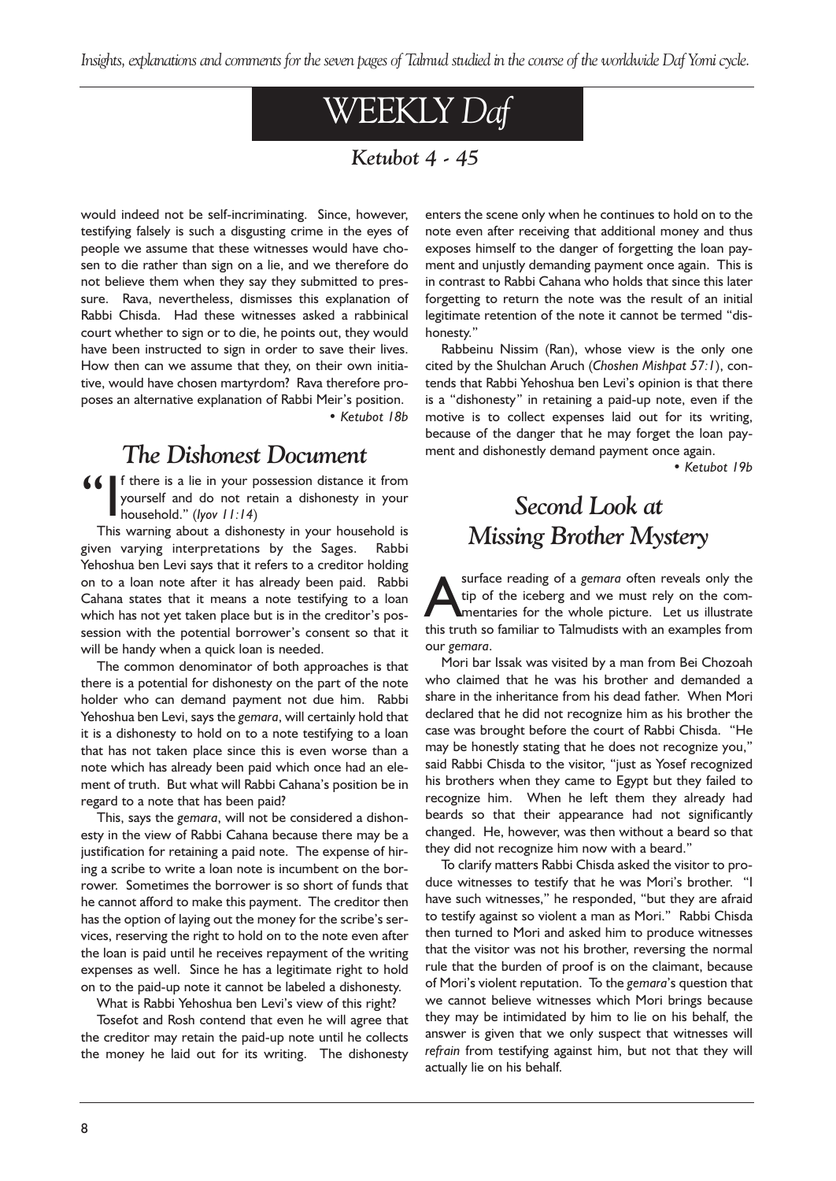# WEEKLY *Daf*

## *Ketubot 4 - 45*

would indeed not be self-incriminating. Since, however, testifying falsely is such a disgusting crime in the eyes of people we assume that these witnesses would have chosen to die rather than sign on a lie, and we therefore do not believe them when they say they submitted to pressure. Rava, nevertheless, dismisses this explanation of Rabbi Chisda. Had these witnesses asked a rabbinical court whether to sign or to die, he points out, they would have been instructed to sign in order to save their lives. How then can we assume that they, on their own initiative, would have chosen martyrdom? Rava therefore proposes an alternative explanation of Rabbi Meir's position.

• *Ketubot 18b*

## *The Dishonest Document*

"If there is a lie in your possession distance it from yourself and do not retain a dishonesty in your household." (*Iyov 11:14*)

This warning about a dishonesty in your household is given varying interpretations by the Sages. Rabbi Yehoshua ben Levi says that it refers to a creditor holding on to a loan note after it has already been paid. Rabbi Cahana states that it means a note testifying to a loan which has not yet taken place but is in the creditor's possession with the potential borrower's consent so that it will be handy when a quick loan is needed.

The common denominator of both approaches is that there is a potential for dishonesty on the part of the note holder who can demand payment not due him. Rabbi Yehoshua ben Levi, says the *gemara*, will certainly hold that it is a dishonesty to hold on to a note testifying to a loan that has not taken place since this is even worse than a note which has already been paid which once had an element of truth. But what will Rabbi Cahana's position be in regard to a note that has been paid?

This, says the *gemara*, will not be considered a dishonesty in the view of Rabbi Cahana because there may be a justification for retaining a paid note. The expense of hiring a scribe to write a loan note is incumbent on the borrower. Sometimes the borrower is so short of funds that he cannot afford to make this payment. The creditor then has the option of laying out the money for the scribe's services, reserving the right to hold on to the note even after the loan is paid until he receives repayment of the writing expenses as well. Since he has a legitimate right to hold on to the paid-up note it cannot be labeled a dishonesty.

What is Rabbi Yehoshua ben Levi's view of this right?

Tosefot and Rosh contend that even he will agree that the creditor may retain the paid-up note until he collects the money he laid out for its writing. The dishonesty enters the scene only when he continues to hold on to the note even after receiving that additional money and thus exposes himself to the danger of forgetting the loan payment and unjustly demanding payment once again. This is in contrast to Rabbi Cahana who holds that since this later forgetting to return the note was the result of an initial legitimate retention of the note it cannot be termed "dishonesty."

Rabbeinu Nissim (Ran), whose view is the only one cited by the Shulchan Aruch (*Choshen Mishpat 57:1*), contends that Rabbi Yehoshua ben Levi's opinion is that there is a "dishonesty" in retaining a paid-up note, even if the motive is to collect expenses laid out for its writing, because of the danger that he may forget the loan payment and dishonestly demand payment once again.

• *Ketubot 19b*

## *Second Look at Missing Brother Mystery*

A surface reading of a *gemara* often reveals only the tip of the iceberg and we must rely on the commentaries for the whole picture. Let us illustrate this truth so familiar to Talmudists with an examples from our *gemara*.

Mori bar Issak was visited by a man from Bei Chozoah who claimed that he was his brother and demanded a share in the inheritance from his dead father. When Mori declared that he did not recognize him as his brother the case was brought before the court of Rabbi Chisda. "He may be honestly stating that he does not recognize you," said Rabbi Chisda to the visitor, "just as Yosef recognized his brothers when they came to Egypt but they failed to recognize him. When he left them they already had beards so that their appearance had not significantly changed. He, however, was then without a beard so that they did not recognize him now with a beard."

To clarify matters Rabbi Chisda asked the visitor to produce witnesses to testify that he was Mori's brother. "I have such witnesses," he responded, "but they are afraid to testify against so violent a man as Mori." Rabbi Chisda then turned to Mori and asked him to produce witnesses that the visitor was not his brother, reversing the normal rule that the burden of proof is on the claimant, because of Mori's violent reputation. To the *gemara*'s question that we cannot believe witnesses which Mori brings because they may be intimidated by him to lie on his behalf, the answer is given that we only suspect that witnesses will *refrain* from testifying against him, but not that they will actually lie on his behalf.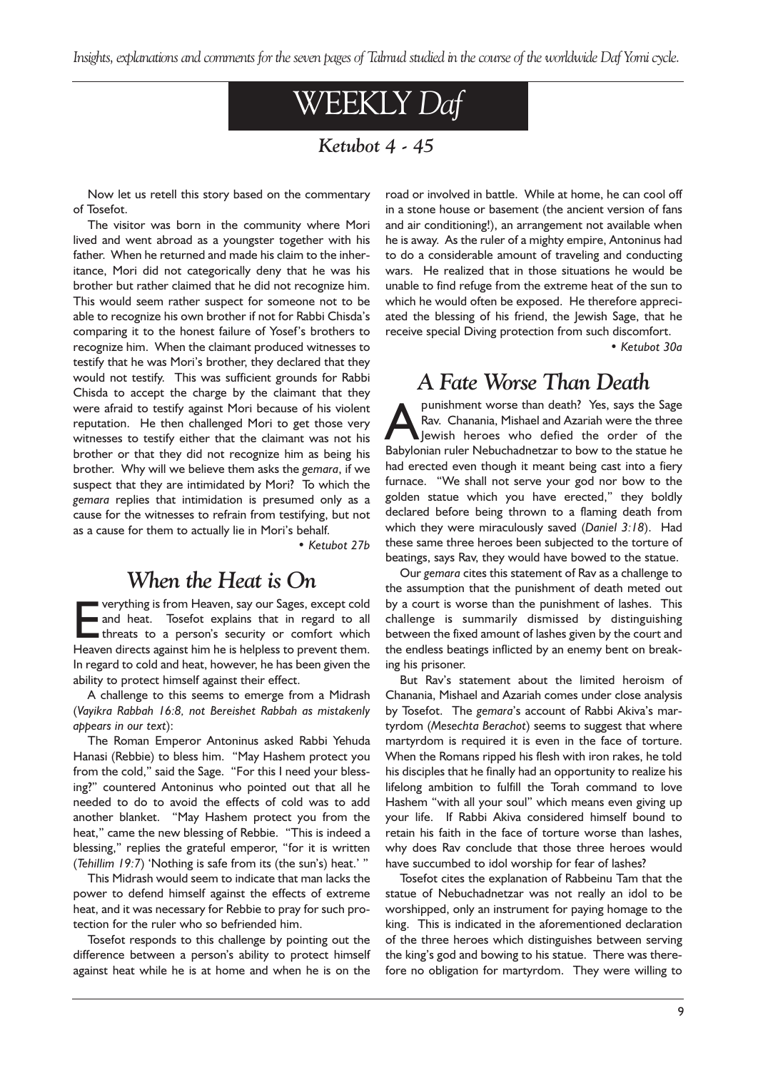# WEEKLY *Daf*

## *Ketubot 4 - 45*

Now let us retell this story based on the commentary of Tosefot.

The visitor was born in the community where Mori lived and went abroad as a youngster together with his father. When he returned and made his claim to the inheritance, Mori did not categorically deny that he was his brother but rather claimed that he did not recognize him. This would seem rather suspect for someone not to be able to recognize his own brother if not for Rabbi Chisda's comparing it to the honest failure of Yosef's brothers to recognize him. When the claimant produced witnesses to testify that he was Mori's brother, they declared that they would not testify. This was sufficient grounds for Rabbi Chisda to accept the charge by the claimant that they were afraid to testify against Mori because of his violent reputation. He then challenged Mori to get those very witnesses to testify either that the claimant was not his brother or that they did not recognize him as being his brother. Why will we believe them asks the *gemara*, if we suspect that they are intimidated by Mori? To which the *gemara* replies that intimidation is presumed only as a cause for the witnesses to refrain from testifying, but not as a cause for them to actually lie in Mori's behalf.

• *Ketubot 27b*

## *When the Heat is On*

Everything is from Heaven, say our Sages, except cold and heat. Tosefot explains that in regard to all threats to a person's security or comfort which Heaven directs against him he is helpless to prevent them. In regard to cold and heat, however, he has been given the ability to protect himself against their effect.

A challenge to this seems to emerge from a Midrash (*Vayikra Rabbah 16:8, not Bereishet Rabbah as mistakenly appears in our text*):

The Roman Emperor Antoninus asked Rabbi Yehuda Hanasi (Rebbie) to bless him. "May Hashem protect you from the cold," said the Sage. "For this I need your blessing?" countered Antoninus who pointed out that all he needed to do to avoid the effects of cold was to add another blanket. "May Hashem protect you from the heat," came the new blessing of Rebbie. "This is indeed a blessing," replies the grateful emperor, "for it is written (*Tehillim 19:7*) 'Nothing is safe from its (the sun's) heat.' "

This Midrash would seem to indicate that man lacks the power to defend himself against the effects of extreme heat, and it was necessary for Rebbie to pray for such protection for the ruler who so befriended him.

Tosefot responds to this challenge by pointing out the difference between a person's ability to protect himself against heat while he is at home and when he is on the road or involved in battle. While at home, he can cool off in a stone house or basement (the ancient version of fans and air conditioning!), an arrangement not available when he is away. As the ruler of a mighty empire, Antoninus had to do a considerable amount of traveling and conducting wars. He realized that in those situations he would be unable to find refuge from the extreme heat of the sun to which he would often be exposed. He therefore appreciated the blessing of his friend, the Jewish Sage, that he receive special Diving protection from such discomfort.

• *Ketubot 30a*

## *A Fate Worse Than Death*

A punishment worse than death? Yes, says the Sage Rav. Chanania, Mishael and Azariah were the three Jewish heroes who defied the order of the Babylonian ruler Nebuchadnetzar to bow to the statue he had erected even though it meant being cast into a fiery furnace. "We shall not serve your god nor bow to the golden statue which you have erected," they boldly declared before being thrown to a flaming death from which they were miraculously saved (*Daniel 3:18*). Had these same three heroes been subjected to the torture of beatings, says Rav, they would have bowed to the statue.

Our *gemara* cites this statement of Rav as a challenge to the assumption that the punishment of death meted out by a court is worse than the punishment of lashes. This challenge is summarily dismissed by distinguishing between the fixed amount of lashes given by the court and the endless beatings inflicted by an enemy bent on breaking his prisoner.

But Rav's statement about the limited heroism of Chanania, Mishael and Azariah comes under close analysis by Tosefot. The *gemara*'s account of Rabbi Akiva's martyrdom (*Mesechta Berachot*) seems to suggest that where martyrdom is required it is even in the face of torture. When the Romans ripped his flesh with iron rakes, he told his disciples that he finally had an opportunity to realize his lifelong ambition to fulfill the Torah command to love Hashem "with all your soul" which means even giving up your life. If Rabbi Akiva considered himself bound to retain his faith in the face of torture worse than lashes, why does Rav conclude that those three heroes would have succumbed to idol worship for fear of lashes?

Tosefot cites the explanation of Rabbeinu Tam that the statue of Nebuchadnetzar was not really an idol to be worshipped, only an instrument for paying homage to the king. This is indicated in the aforementioned declaration of the three heroes which distinguishes between serving the king's god and bowing to his statue. There was therefore no obligation for martyrdom. They were willing to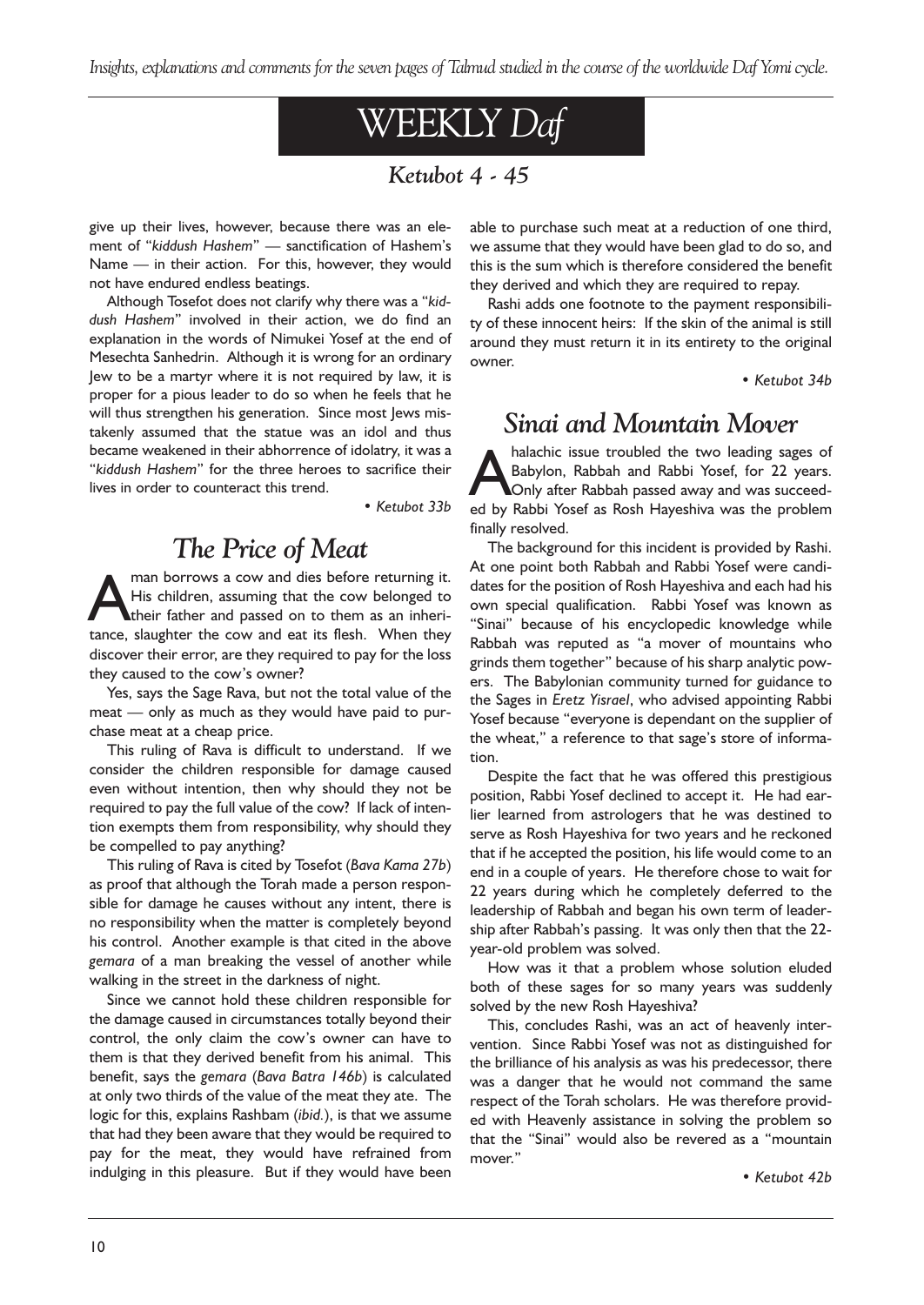# WEEKLY *Daf*

## *Ketubot 4 - 45*

give up their lives, however, because there was an element of "*kiddush Hashem*" — sanctification of Hashem's Name — in their action. For this, however, they would not have endured endless beatings.

Although Tosefot does not clarify why there was a "*kiddush Hashem*" involved in their action, we do find an explanation in the words of Nimukei Yosef at the end of Mesechta Sanhedrin. Although it is wrong for an ordinary Jew to be a martyr where it is not required by law, it is proper for a pious leader to do so when he feels that he will thus strengthen his generation. Since most Jews mistakenly assumed that the statue was an idol and thus became weakened in their abhorrence of idolatry, it was a "*kiddush Hashem*" for the three heroes to sacrifice their lives in order to counteract this trend.

*• Ketubot 33b*

## *The Price of Meat*

A man borrows a cow and dies before returning it. His children, assuming that the cow belonged to their father and passed on to them as an inheritance, slaughter the cow and eat its flesh. When they discover their error, are they required to pay for the loss they caused to the cow's owner?

Yes, says the Sage Rava, but not the total value of the meat — only as much as they would have paid to purchase meat at a cheap price.

This ruling of Rava is difficult to understand. If we consider the children responsible for damage caused even without intention, then why should they not be required to pay the full value of the cow? If lack of intention exempts them from responsibility, why should they be compelled to pay anything?

This ruling of Rava is cited by Tosefot (*Bava Kama 27b*) as proof that although the Torah made a person responsible for damage he causes without any intent, there is no responsibility when the matter is completely beyond his control. Another example is that cited in the above *gemara* of a man breaking the vessel of another while walking in the street in the darkness of night.

Since we cannot hold these children responsible for the damage caused in circumstances totally beyond their control, the only claim the cow's owner can have to them is that they derived benefit from his animal. This benefit, says the *gemara* (*Bava Batra 146b*) is calculated at only two thirds of the value of the meat they ate. The logic for this, explains Rashbam (*ibid.*), is that we assume that had they been aware that they would be required to pay for the meat, they would have refrained from indulging in this pleasure. But if they would have been able to purchase such meat at a reduction of one third, we assume that they would have been glad to do so, and this is the sum which is therefore considered the benefit they derived and which they are required to repay.

Rashi adds one footnote to the payment responsibility of these innocent heirs: If the skin of the animal is still around they must return it in its entirety to the original owner.

*• Ketubot 34b*

## *Sinai and Mountain Mover*

A halachic issue troubled the two leading sages of Babylon, Rabbah and Rabbi Yosef, for 22 years. Only after Rabbah passed away and was succeeded by Rabbi Yosef as Rosh Hayeshiva was the problem finally resolved.

The background for this incident is provided by Rashi. At one point both Rabbah and Rabbi Yosef were candidates for the position of Rosh Hayeshiva and each had his own special qualification. Rabbi Yosef was known as "Sinai" because of his encyclopedic knowledge while Rabbah was reputed as "a mover of mountains who grinds them together" because of his sharp analytic powers. The Babylonian community turned for guidance to the Sages in *Eretz Yisrael*, who advised appointing Rabbi Yosef because "everyone is dependant on the supplier of the wheat," a reference to that sage's store of information.

Despite the fact that he was offered this prestigious position, Rabbi Yosef declined to accept it. He had earlier learned from astrologers that he was destined to serve as Rosh Hayeshiva for two years and he reckoned that if he accepted the position, his life would come to an end in a couple of years. He therefore chose to wait for 22 years during which he completely deferred to the leadership of Rabbah and began his own term of leadership after Rabbah's passing. It was only then that the 22-year-old problem was solved.

How was it that a problem whose solution eluded both of these sages for so many years was suddenly solved by the new Rosh Hayeshiva?

This, concludes Rashi, was an act of heavenly intervention. Since Rabbi Yosef was not as distinguished for the brilliance of his analysis as was his predecessor, there was a danger that he would not command the same respect of the Torah scholars. He was therefore provided with Heavenly assistance in solving the problem so that the "Sinai" would also be revered as a "mountain mover."

*• Ketubot 42b*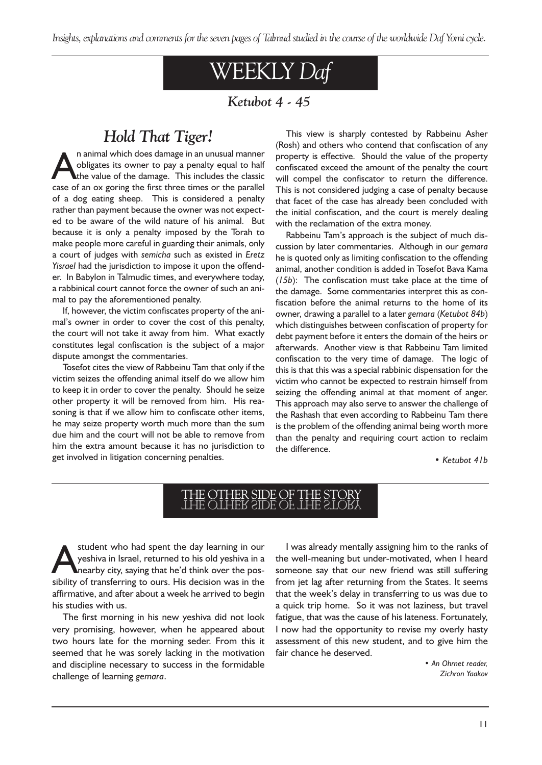# WEEKLY *Daf*

## *Ketubot 4 - 45*

## *Hold That Tiger!*

An animal which does damage in an unusual manner obligates its owner to pay a penalty equal to half the value of the damage. This includes the classic case of an ox goring the first three times or the parallel of a dog eating sheep. This is considered a penalty rather than payment because the owner was not expected to be aware of the wild nature of his animal. But because it is only a penalty imposed by the Torah to make people more careful in guarding their animals, only a court of judges with *semicha* such as existed in *Eretz Yisrael* had the jurisdiction to impose it upon the offender. In Babylon in Talmudic times, and everywhere today, a rabbinical court cannot force the owner of such an animal to pay the aforementioned penalty.

If, however, the victim confiscates property of the animal's owner in order to cover the cost of this penalty, the court will not take it away from him. What exactly constitutes legal confiscation is the subject of a major dispute amongst the commentaries.

Tosefot cites the view of Rabbeinu Tam that only if the victim seizes the offending animal itself do we allow him to keep it in order to cover the penalty. Should he seize other property it will be removed from him. His reasoning is that if we allow him to confiscate other items, he may seize property worth much more than the sum due him and the court will not be able to remove from him the extra amount because it has no jurisdiction to get involved in litigation concerning penalties.

This view is sharply contested by Rabbeinu Asher (Rosh) and others who contend that confiscation of any property is effective. Should the value of the property confiscated exceed the amount of the penalty the court will compel the confiscator to return the difference. This is not considered judging a case of penalty because that facet of the case has already been concluded with the initial confiscation, and the court is merely dealing with the reclamation of the extra money.

Rabbeinu Tam's approach is the subject of much discussion by later commentaries. Although in our *gemara* he is quoted only as limiting confiscation to the offending animal, another condition is added in Tosefot Bava Kama (*15b*): The confiscation must take place at the time of the damage. Some commentaries interpret this as confiscation before the animal returns to the home of its owner, drawing a parallel to a later *gemara* (*Ketubot 84b*) which distinguishes between confiscation of property for debt payment before it enters the domain of the heirs or afterwards. Another view is that Rabbeinu Tam limited confiscation to the very time of damage. The logic of this is that this was a special rabbinic dispensation for the victim who cannot be expected to restrain himself from seizing the offending animal at that moment of anger. This approach may also serve to answer the challenge of the Rashash that even according to Rabbeinu Tam there is the problem of the offending animal being worth more than the penalty and requiring court action to reclaim the difference.

• *Ketubot 41b*

## THE OTHER SIDE OF THE STORY

A student who had spent the day learning in our yeshiva in Israel, returned to his old yeshiva in a nearby city, saying that he'd think over the possibility of transferring to ours. His decision was in the affirmative, and after about a week he arrived to begin his studies with us.

The first morning in his new yeshiva did not look very promising, however, when he appeared about two hours late for the morning seder. From this it seemed that he was sorely lacking in the motivation and discipline necessary to success in the formidable challenge of learning *gemara*.

I was already mentally assigning him to the ranks of the well-meaning but under-motivated, when I heard someone say that our new friend was still suffering from jet lag after returning from the States. It seems that the week's delay in transferring to us was due to a quick trip home. So it was not laziness, but travel fatigue, that was the cause of his lateness. Fortunately, I now had the opportunity to revise my overly hasty assessment of this new student, and to give him the fair chance he deserved.

• *An Ohrnet reader, Zichron Yaakov*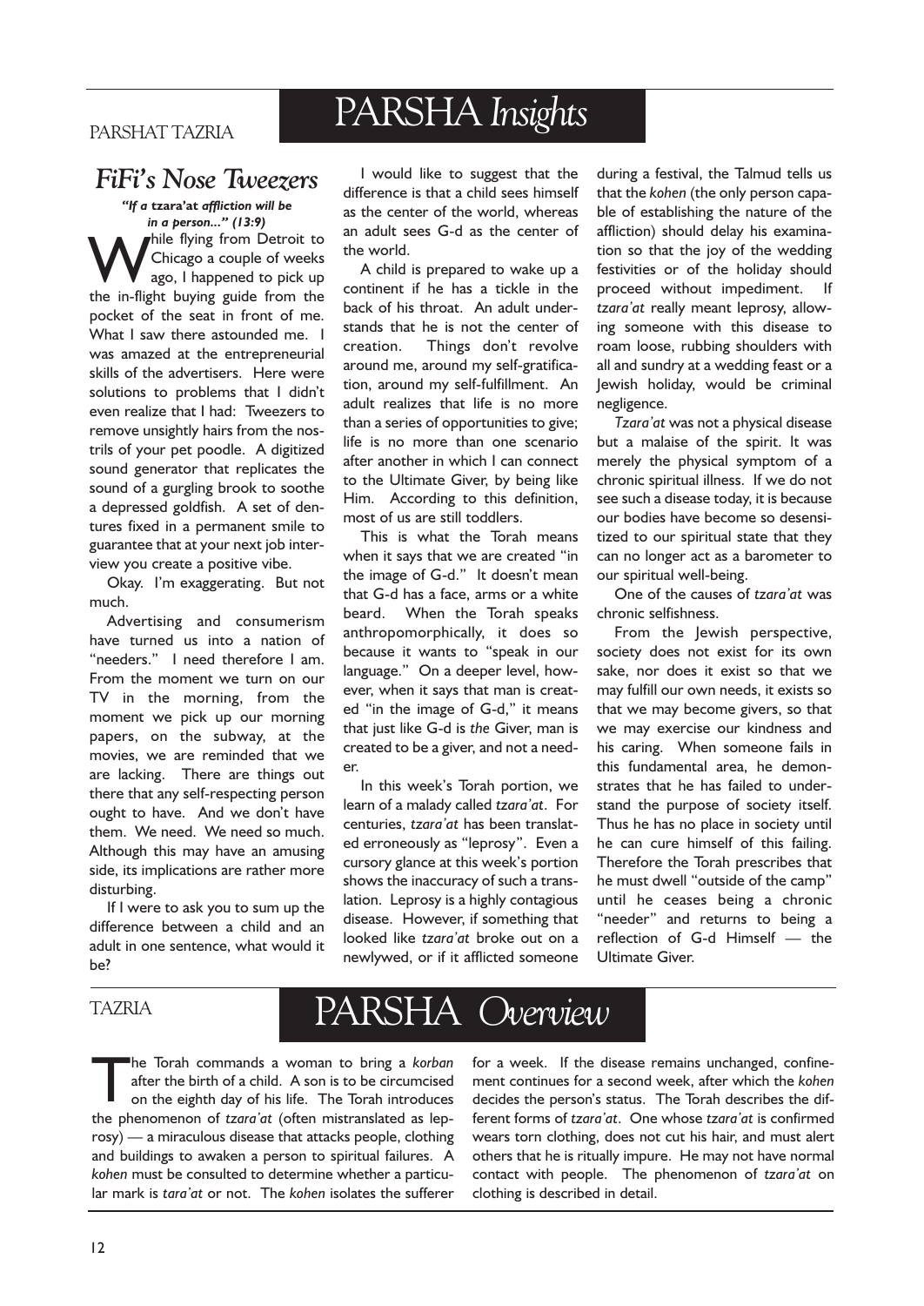PARSHAT TAZRIA

# PARSHA *Insights*

## *FiFi's Nose Tweezers*

***"If a* tzara'at *affliction will be in a person..." (13:9)***

While flying from Detroit to Chicago a couple of weeks ago, I happened to pick up the in-flight buying guide from the pocket of the seat in front of me. What I saw there astounded me. I was amazed at the entrepreneurial skills of the advertisers. Here were solutions to problems that I didn't even realize that I had: Tweezers to remove unsightly hairs from the nostrils of your pet poodle. A digitized sound generator that replicates the sound of a gurgling brook to soothe a depressed goldfish. A set of dentures fixed in a permanent smile to guarantee that at your next job interview you create a positive vibe.

Okay. I'm exaggerating. But not much.

Advertising and consumerism have turned us into a nation of "needers." I need therefore I am. From the moment we turn on our TV in the morning, from the moment we pick up our morning papers, on the subway, at the movies, we are reminded that we are lacking. There are things out there that any self-respecting person ought to have. And we don't have them. We need. We need so much. Although this may have an amusing side, its implications are rather more disturbing.

If I were to ask you to sum up the difference between a child and an adult in one sentence, what would it be?

I would like to suggest that the difference is that a child sees himself as the center of the world, whereas an adult sees G-d as the center of the world.

A child is prepared to wake up a continent if he has a tickle in the back of his throat. An adult understands that he is not the center of creation. Things don't revolve around me, around my self-gratification, around my self-fulfillment. An adult realizes that life is no more than a series of opportunities to give; life is no more than one scenario after another in which I can connect to the Ultimate Giver, by being like Him. According to this definition, most of us are still toddlers.

This is what the Torah means when it says that we are created "in the image of G-d." It doesn't mean that G-d has a face, arms or a white beard. When the Torah speaks anthropomorphically, it does so because it wants to "speak in our language." On a deeper level, however, when it says that man is created "in the image of G-d," it means that just like G-d is *the* Giver, man is created to be a giver, and not a needer.

In this week's Torah portion, we learn of a malady called *tzara'at*. For centuries, *tzara'at* has been translated erroneously as "leprosy". Even a cursory glance at this week's portion shows the inaccuracy of such a translation. Leprosy is a highly contagious disease. However, if something that looked like *tzara'at* broke out on a newlywed, or if it afflicted someone during a festival, the Talmud tells us that the *kohen* (the only person capable of establishing the nature of the affliction) should delay his examination so that the joy of the wedding festivities or of the holiday should proceed without impediment. If *tzara'at* really meant leprosy, allowing someone with this disease to roam loose, rubbing shoulders with all and sundry at a wedding feast or a Jewish holiday, would be criminal negligence.

*Tzara'at* was not a physical disease but a malaise of the spirit. It was merely the physical symptom of a chronic spiritual illness. If we do not see such a disease today, it is because our bodies have become so desensitized to our spiritual state that they can no longer act as a barometer to our spiritual well-being.

One of the causes of *tzara'at* was chronic selfishness.

From the Jewish perspective, society does not exist for its own sake, nor does it exist so that we may fulfill our own needs, it exists so that we may become givers, so that we may exercise our kindness and his caring. When someone fails in this fundamental area, he demonstrates that he has failed to understand the purpose of society itself. Thus he has no place in society until he can cure himself of this failing. Therefore the Torah prescribes that he must dwell "outside of the camp" until he ceases being a chronic "needer" and returns to being a reflection of G-d Himself — the Ultimate Giver.

TAZRIA

# PARSHA *Overview*

The Torah commands a woman to bring a *korban* after the birth of a child. A son is to be circumcised on the eighth day of his life. The Torah introduces the phenomenon of *tzara'at* (often mistranslated as leprosy) — a miraculous disease that attacks people, clothing and buildings to awaken a person to spiritual failures. A *kohen* must be consulted to determine whether a particular mark is *tara'at* or not. The *kohen* isolates the sufferer for a week. If the disease remains unchanged, confinement continues for a second week, after which the *kohen* decides the person's status. The Torah describes the different forms of *tzara'at*. One whose *tzara'at* is confirmed wears torn clothing, does not cut his hair, and must alert others that he is ritually impure. He may not have normal contact with people. The phenomenon of *tzara'at* on clothing is described in detail.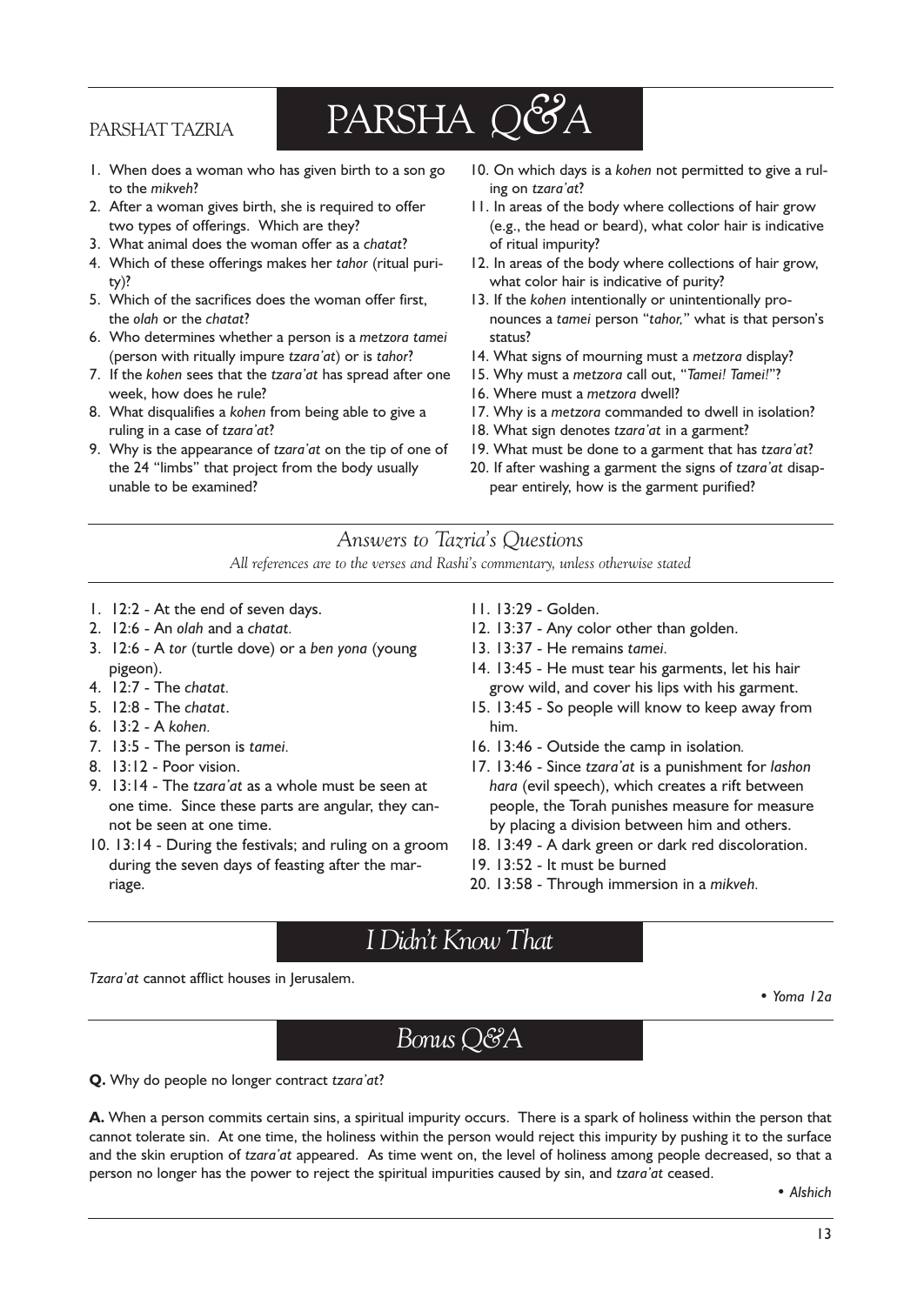PARSHAT TAZRIA

# PARSHA Q&A

1. When does a woman who has given birth to a son go to the *mikveh*?
2. After a woman gives birth, she is required to offer two types of offerings. Which are they?
3. What animal does the woman offer as a *chatat*?
4. Which of these offerings makes her *tahor* (ritual purity)?
5. Which of the sacrifices does the woman offer first, the *olah* or the *chatat*?
6. Who determines whether a person is a *metzora tamei* (person with ritually impure *tzara'at*) or is *tahor*?
7. If the *kohen* sees that the *tzara'at* has spread after one week, how does he rule?
8. What disqualifies a *kohen* from being able to give a ruling in a case of *tzara'at*?
9. Why is the appearance of *tzara'at* on the tip of one of the 24 "limbs" that project from the body usually unable to be examined?
10. On which days is a *kohen* not permitted to give a ruling on *tzara'at*?
11. In areas of the body where collections of hair grow (e.g., the head or beard), what color hair is indicative of ritual impurity?
12. In areas of the body where collections of hair grow, what color hair is indicative of purity?
13. If the *kohen* intentionally or unintentionally pronounces a *tamei* person "*tahor,*" what is that person's status?
14. What signs of mourning must a *metzora* display?
15. Why must a *metzora* call out, "*Tamei! Tamei!*"?
16. Where must a *metzora* dwell?
17. Why is a *metzora* commanded to dwell in isolation?
18. What sign denotes *tzara'at* in a garment?
19. What must be done to a garment that has *tzara'at*?
20. If after washing a garment the signs of *tzara'at* disappear entirely, how is the garment purified?

## *Answers to Tazria's Questions*

*All references are to the verses and Rashi's commentary, unless otherwise stated*

1. 12:2 - At the end of seven days.
2. 12:6 - An *olah* and a *chatat.*
3. 12:6 - A *tor* (turtle dove) or a *ben yona* (young pigeon).
4. 12:7 - The *chatat.*
5. 12:8 - The *chatat*.
6. 13:2 - A *kohen.*
7. 13:5 - The person is *tamei.*
8. 13:12 - Poor vision.
9. 13:14 - The *tzara'at* as a whole must be seen at one time. Since these parts are angular, they cannot be seen at one time.
10. 13:14 - During the festivals; and ruling on a groom during the seven days of feasting after the marriage.
11. 13:29 - Golden.
12. 13:37 - Any color other than golden.
13. 13:37 - He remains *tamei.*
14. 13:45 - He must tear his garments, let his hair grow wild, and cover his lips with his garment.
15. 13:45 - So people will know to keep away from him.
16. 13:46 - Outside the camp in isolation.
17. 13:46 - Since *tzara'at* is a punishment for *lashon hara* (evil speech), which creates a rift between people, the Torah punishes measure for measure by placing a division between him and others.
18. 13:49 - A dark green or dark red discoloration.
19. 13:52 - It must be burned
20. 13:58 - Through immersion in a *mikveh.*

## *I Didn't Know That*

*Tzara'at* cannot afflict houses in Jerusalem.

*• Yoma 12a*

## *Bonus Q&A*

**Q.** Why do people no longer contract *tzara'at*?

**A.** When a person commits certain sins, a spiritual impurity occurs. There is a spark of holiness within the person that cannot tolerate sin. At one time, the holiness within the person would reject this impurity by pushing it to the surface and the skin eruption of *tzara'at* appeared. As time went on, the level of holiness among people decreased, so that a person no longer has the power to reject the spiritual impurities caused by sin, and *tzara'at* ceased.

*• Alshich*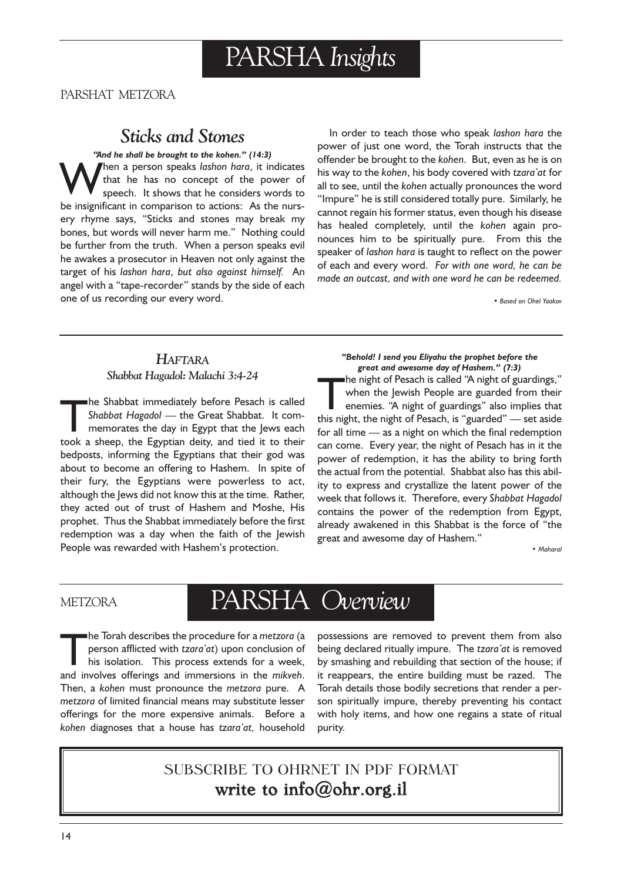# PARSHA *Insights*

PARSHAT METZORA

## *Sticks and Stones*

***"And he shall be brought to the kohen." (14:3)***

When a person speaks *lashon hara*, it indicates that he has no concept of the power of speech. It shows that he considers words to be insignificant in comparison to actions: As the nursery rhyme says, "Sticks and stones may break my bones, but words will never harm me." Nothing could be further from the truth. When a person speaks evil he awakes a prosecutor in Heaven not only against the target of his *lashon hara*, *but also against himself.* An angel with a "tape-recorder" stands by the side of each one of us recording our every word.

In order to teach those who speak *lashon hara* the power of just one word, the Torah instructs that the offender be brought to the *kohen*. But, even as he is on his way to the *kohen*, his body covered with *tzara'at* for all to see, until the *kohen* actually pronounces the word "Impure" he is still considered totally pure. Similarly, he cannot regain his former status, even though his disease has healed completely, until the *kohen* again pronounces him to be spiritually pure. From this the speaker of *lashon hara* is taught to reflect on the power of each and every word. *For with one word, he can be made an outcast, and with one word he can be redeemed.*

*• Based on Ohel Yaakov*

## *HAFTARA*

### *Shabbat Hagadol: Malachi 3:4-24*

The Shabbat immediately before Pesach is called *Shabbat Hagadol* — the Great Shabbat. It commemorates the day in Egypt that the Jews each took a sheep, the Egyptian deity, and tied it to their bedposts, informing the Egyptians that their god was about to become an offering to Hashem. In spite of their fury, the Egyptians were powerless to act, although the Jews did not know this at the time. Rather, they acted out of trust of Hashem and Moshe, His prophet. Thus the Shabbat immediately before the first redemption was a day when the faith of the Jewish People was rewarded with Hashem's protection.

***"Behold! I send you Eliyahu the prophet before the great and awesome day of Hashem." (7:3)***

The night of Pesach is called "A night of guardings," when the Jewish People are guarded from their enemies. "A night of guardings" also implies that this night, the night of Pesach, is "guarded" — set aside for all time — as a night on which the final redemption can come. Every year, the night of Pesach has in it the power of redemption, it has the ability to bring forth the actual from the potential. Shabbat also has this ability to express and crystallize the latent power of the week that follows it. Therefore, every *Shabbat Hagadol* contains the power of the redemption from Egypt, already awakened in this Shabbat is the force of "the great and awesome day of Hashem."

*• Maharal*

# METZORA — PARSHA *Overview*

The Torah describes the procedure for a *metzora* (a person afflicted with *tzara'at*) upon conclusion of his isolation. This process extends for a week, and involves offerings and immersions in the *mikveh*. Then, a *kohen* must pronounce the *metzora* pure. A *metzora* of limited financial means may substitute lesser offerings for the more expensive animals. Before a *kohen* diagnoses that a house has *tzara'at,* household possessions are removed to prevent them from also being declared ritually impure. The *tzara'at* is removed by smashing and rebuilding that section of the house; if it reappears, the entire building must be razed. The Torah details those bodily secretions that render a person spiritually impure, thereby preventing his contact with holy items, and how one regains a state of ritual purity.

SUBSCRIBE TO OHRNET IN PDF FORMAT
**write to info@ohr.org.il**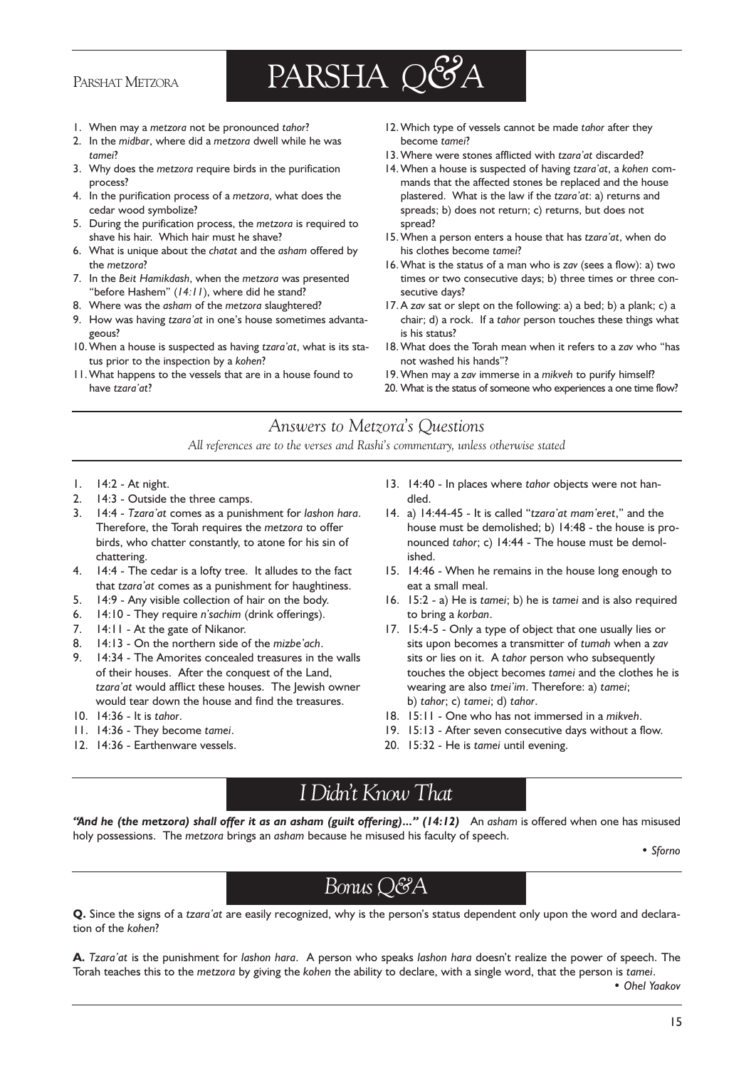PARSHAT METZORA

# PARSHA Q&A

1. When may a *metzora* not be pronounced *tahor*?
2. In the *midbar*, where did a *metzora* dwell while he was *tamei*?
3. Why does the *metzora* require birds in the purification process?
4. In the purification process of a *metzora*, what does the cedar wood symbolize?
5. During the purification process, the *metzora* is required to shave his hair. Which hair must he shave?
6. What is unique about the *chatat* and the *asham* offered by the *metzora*?
7. In the *Beit Hamikdash*, when the *metzora* was presented "before Hashem" (*14:11*), where did he stand?
8. Where was the *asham* of the *metzora* slaughtered?
9. How was having *tzara'at* in one's house sometimes advantageous?
10. When a house is suspected as having *tzara'at*, what is its status prior to the inspection by a *kohen*?
11. What happens to the vessels that are in a house found to have *tzara'at*?
12. Which type of vessels cannot be made *tahor* after they become *tamei*?
13. Where were stones afflicted with *tzara'at* discarded?
14. When a house is suspected of having *tzara'at*, a *kohen* commands that the affected stones be replaced and the house plastered. What is the law if the *tzara'at*: a) returns and spreads; b) does not return; c) returns, but does not spread?
15. When a person enters a house that has *tzara'at*, when do his clothes become *tamei*?
16. What is the status of a man who is *zav* (sees a flow): a) two times or two consecutive days; b) three times or three consecutive days?
17. A *zav* sat or slept on the following: a) a bed; b) a plank; c) a chair; d) a rock. If a *tahor* person touches these things what is his status?
18. What does the Torah mean when it refers to a *zav* who "has not washed his hands"?
19. When may a *zav* immerse in a *mikveh* to purify himself?
20. What is the status of someone who experiences a one time flow?

## *Answers to Metzora's Questions*

*All references are to the verses and Rashi's commentary, unless otherwise stated*

1. 14:2 - At night.
2. 14:3 - Outside the three camps.
3. 14:4 - *Tzara'at* comes as a punishment for *lashon hara*. Therefore, the Torah requires the *metzora* to offer birds, who chatter constantly, to atone for his sin of chattering.
4. 14:4 - The cedar is a lofty tree. It alludes to the fact that *tzara'at* comes as a punishment for haughtiness.
5. 14:9 - Any visible collection of hair on the body.
6. 14:10 - They require *n'sachim* (drink offerings).
7. 14:11 - At the gate of Nikanor.
8. 14:13 - On the northern side of the *mizbe'ach*.
9. 14:34 - The Amorites concealed treasures in the walls of their houses. After the conquest of the Land, *tzara'at* would afflict these houses. The Jewish owner would tear down the house and find the treasures.
10. 14:36 - It is *tahor*.
11. 14:36 - They become *tamei*.
12. 14:36 - Earthenware vessels.
13. 14:40 - In places where *tahor* objects were not handled.
14. a) 14:44-45 - It is called "*tzara'at mam'eret*," and the house must be demolished; b) 14:48 - the house is pronounced *tahor*; c) 14:44 - The house must be demolished.
15. 14:46 - When he remains in the house long enough to eat a small meal.
16. 15:2 - a) He is *tamei*; b) he is *tamei* and is also required to bring a *korban*.
17. 15:4-5 - Only a type of object that one usually lies or sits upon becomes a transmitter of *tumah* when a *zav* sits or lies on it. A *tahor* person who subsequently touches the object becomes *tamei* and the clothes he is wearing are also *tmei'im*. Therefore: a) *tamei*; b) *tahor*; c) *tamei*; d) *tahor*.
18. 15:11 - One who has not immersed in a *mikveh*.
19. 15:13 - After seven consecutive days without a flow.
20. 15:32 - He is *tamei* until evening.

## *I Didn't Know That*

***"And he (the metzora) shall offer it as an asham (guilt offering)..." (14:12)*** An *asham* is offered when one has misused holy possessions. The *metzora* brings an *asham* because he misused his faculty of speech.

• *Sforno*

## *Bonus Q&A*

**Q.** Since the signs of a *tzara'at* are easily recognized, why is the person's status dependent only upon the word and declaration of the *kohen*?

**A.** *Tzara'at* is the punishment for *lashon hara*. A person who speaks *lashon hara* doesn't realize the power of speech. The Torah teaches this to the *metzora* by giving the *kohen* the ability to declare, with a single word, that the person is *tamei*.

• *Ohel Yaakov*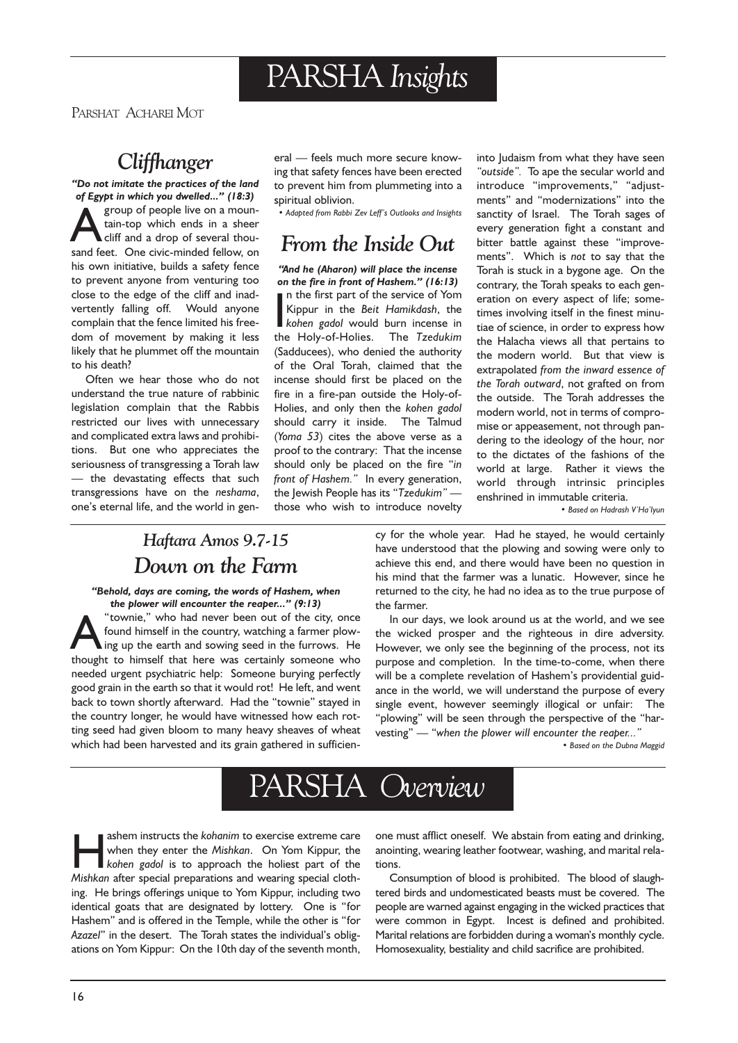# PARSHA *Insights*

PARSHAT ACHAREI MOT

## *Cliffhanger*

***"Do not imitate the practices of the land of Egypt in which you dwelled..." (18:3)***

A group of people live on a mountain-top which ends in a sheer cliff and a drop of several thousand feet. One civic-minded fellow, on his own initiative, builds a safety fence to prevent anyone from venturing too close to the edge of the cliff and inadvertently falling off. Would anyone complain that the fence limited his freedom of movement by making it less likely that he plummet off the mountain to his death?

Often we hear those who do not understand the true nature of rabbinic legislation complain that the Rabbis restricted our lives with unnecessary and complicated extra laws and prohibitions. But one who appreciates the seriousness of transgressing a Torah law — the devastating effects that such transgressions have on the *neshama*, one's eternal life, and the world in general — feels much more secure knowing that safety fences have been erected to prevent him from plummeting into a spiritual oblivion.

*• Adapted from Rabbi Zev Leff's Outlooks and Insights*

## *From the Inside Out*

***"And he (Aharon) will place the incense on the fire in front of Hashem." (16:13)***

In the first part of the service of Yom Kippur in the *Beit Hamikdash*, the *kohen gadol* would burn incense in the Holy-of-Holies. The *Tzedukim* (Sadducees), who denied the authority of the Oral Torah, claimed that the incense should first be placed on the fire in a fire-pan outside the Holy-of-Holies, and only then the *kohen gadol* should carry it inside. The Talmud (*Yoma 53*) cites the above verse as a proof to the contrary: That the incense should only be placed on the fire "*in front of Hashem.*" In every generation, the Jewish People has its "*Tzedukim*" — those who wish to introduce novelty into Judaism from what they have seen *"outside"*. To ape the secular world and introduce "improvements," "adjustments" and "modernizations" into the sanctity of Israel. The Torah sages of every generation fight a constant and bitter battle against these "improvements". Which is *not* to say that the Torah is stuck in a bygone age. On the contrary, the Torah speaks to each generation on every aspect of life; sometimes involving itself in the finest minutiae of science, in order to express how the Halacha views all that pertains to the modern world. But that view is extrapolated *from the inward essence of the Torah outward*, not grafted on from the outside. The Torah addresses the modern world, not in terms of compromise or appeasement, not through pandering to the ideology of the hour, nor to the dictates of the fashions of the world at large. Rather it views the world through intrinsic principles enshrined in immutable criteria.

*• Based on Hadrash V'Ha'Iyun*

## *Haftara Amos 9.7-15*
## *Down on the Farm*

***"Behold, days are coming, the words of Hashem, when the plower will encounter the reaper..." (9:13)***

A "townie," who had never been out of the city, once found himself in the country, watching a farmer plowing up the earth and sowing seed in the furrows. He thought to himself that here was certainly someone who needed urgent psychiatric help: Someone burying perfectly good grain in the earth so that it would rot! He left, and went back to town shortly afterward. Had the "townie" stayed in the country longer, he would have witnessed how each rotting seed had given bloom to many heavy sheaves of wheat which had been harvested and its grain gathered in sufficiency for the whole year. Had he stayed, he would certainly have understood that the plowing and sowing were only to achieve this end, and there would have been no question in his mind that the farmer was a lunatic. However, since he returned to the city, he had no idea as to the true purpose of the farmer.

In our days, we look around us at the world, and we see the wicked prosper and the righteous in dire adversity. However, we only see the beginning of the process, not its purpose and completion. In the time-to-come, when there will be a complete revelation of Hashem's providential guidance in the world, we will understand the purpose of every single event, however seemingly illogical or unfair: The "plowing" will be seen through the perspective of the "harvesting" — "*when the plower will encounter the reaper...*"

*• Based on the Dubna Maggid*

# PARSHA *Overview*

Hashem instructs the *kohanim* to exercise extreme care when they enter the *Mishkan*. On Yom Kippur, the *kohen gadol* is to approach the holiest part of the *Mishkan* after special preparations and wearing special clothing. He brings offerings unique to Yom Kippur, including two identical goats that are designated by lottery. One is "for Hashem" and is offered in the Temple, while the other is "for *Azazel*" in the desert. The Torah states the individual's obligations on Yom Kippur: On the 10th day of the seventh month, one must afflict oneself. We abstain from eating and drinking, anointing, wearing leather footwear, washing, and marital relations.

Consumption of blood is prohibited. The blood of slaughtered birds and undomesticated beasts must be covered. The people are warned against engaging in the wicked practices that were common in Egypt. Incest is defined and prohibited. Marital relations are forbidden during a woman's monthly cycle. Homosexuality, bestiality and child sacrifice are prohibited.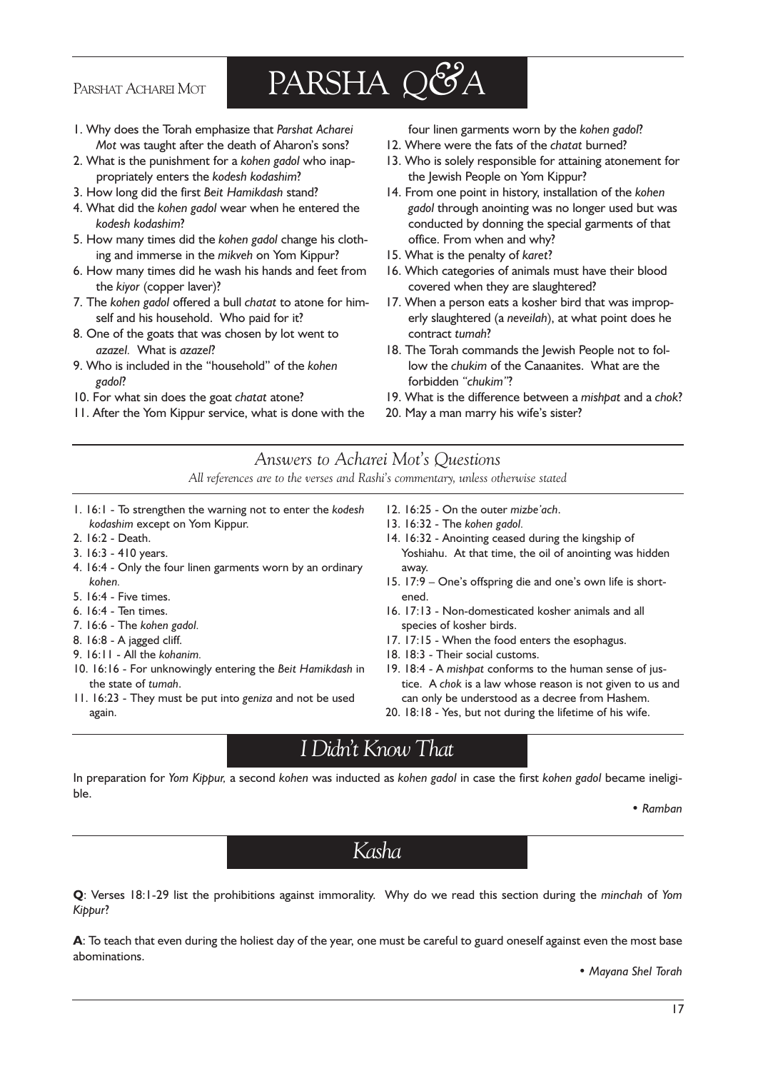Parshat Acharei Mot

# PARSHA Q&A

1. Why does the Torah emphasize that *Parshat Acharei Mot* was taught after the death of Aharon's sons?
2. What is the punishment for a *kohen gadol* who inappropriately enters the *kodesh kodashim*?
3. How long did the first *Beit Hamikdash* stand?
4. What did the *kohen gadol* wear when he entered the *kodesh kodashim*?
5. How many times did the *kohen gadol* change his clothing and immerse in the *mikveh* on Yom Kippur?
6. How many times did he wash his hands and feet from the *kiyor* (copper laver)?
7. The *kohen gadol* offered a bull *chatat* to atone for himself and his household. Who paid for it?
8. One of the goats that was chosen by lot went to *azazel*. What is *azazel*?
9. Who is included in the "household" of the *kohen gadol*?
10. For what sin does the goat *chatat* atone?
11. After the Yom Kippur service, what is done with the four linen garments worn by the *kohen gadol*?
12. Where were the fats of the *chatat* burned?
13. Who is solely responsible for attaining atonement for the Jewish People on Yom Kippur?
14. From one point in history, installation of the *kohen gadol* through anointing was no longer used but was conducted by donning the special garments of that office. From when and why?
15. What is the penalty of *karet*?
16. Which categories of animals must have their blood covered when they are slaughtered?
17. When a person eats a kosher bird that was improperly slaughtered (a *neveilah*), at what point does he contract *tumah*?
18. The Torah commands the Jewish People not to follow the *chukim* of the Canaanites. What are the forbidden *"chukim"*?
19. What is the difference between a *mishpat* and a *chok*?
20. May a man marry his wife's sister?

## *Answers to Acharei Mot's Questions*

*All references are to the verses and Rashi's commentary, unless otherwise stated*

1. 16:1 - To strengthen the warning not to enter the *kodesh kodashim* except on Yom Kippur.
2. 16:2 - Death.
3. 16:3 - 410 years.
4. 16:4 - Only the four linen garments worn by an ordinary *kohen*.
5. 16:4 - Five times.
6. 16:4 - Ten times.
7. 16:6 - The *kohen gadol*.
8. 16:8 - A jagged cliff.
9. 16:11 - All the *kohanim*.
10. 16:16 - For unknowingly entering the *Beit Hamikdash* in the state of *tumah*.
11. 16:23 - They must be put into *geniza* and not be used again.
12. 16:25 - On the outer *mizbe'ach*.
13. 16:32 - The *kohen gadol*.
14. 16:32 - Anointing ceased during the kingship of Yoshiahu. At that time, the oil of anointing was hidden away.
15. 17:9 – One's offspring die and one's own life is shortened.
16. 17:13 - Non-domesticated kosher animals and all species of kosher birds.
17. 17:15 - When the food enters the esophagus.
18. 18:3 - Their social customs.
19. 18:4 - A *mishpat* conforms to the human sense of justice. A *chok* is a law whose reason is not given to us and can only be understood as a decree from Hashem.
20. 18:18 - Yes, but not during the lifetime of his wife.

## *I Didn't Know That*

In preparation for *Yom Kippur,* a second *kohen* was inducted as *kohen gadol* in case the first *kohen gadol* became ineligible.

• *Ramban*

## *Kasha*

**Q**: Verses 18:1-29 list the prohibitions against immorality. Why do we read this section during the *minchah* of *Yom Kippur*?

**A**: To teach that even during the holiest day of the year, one must be careful to guard oneself against even the most base abominations.

• *Mayana Shel Torah*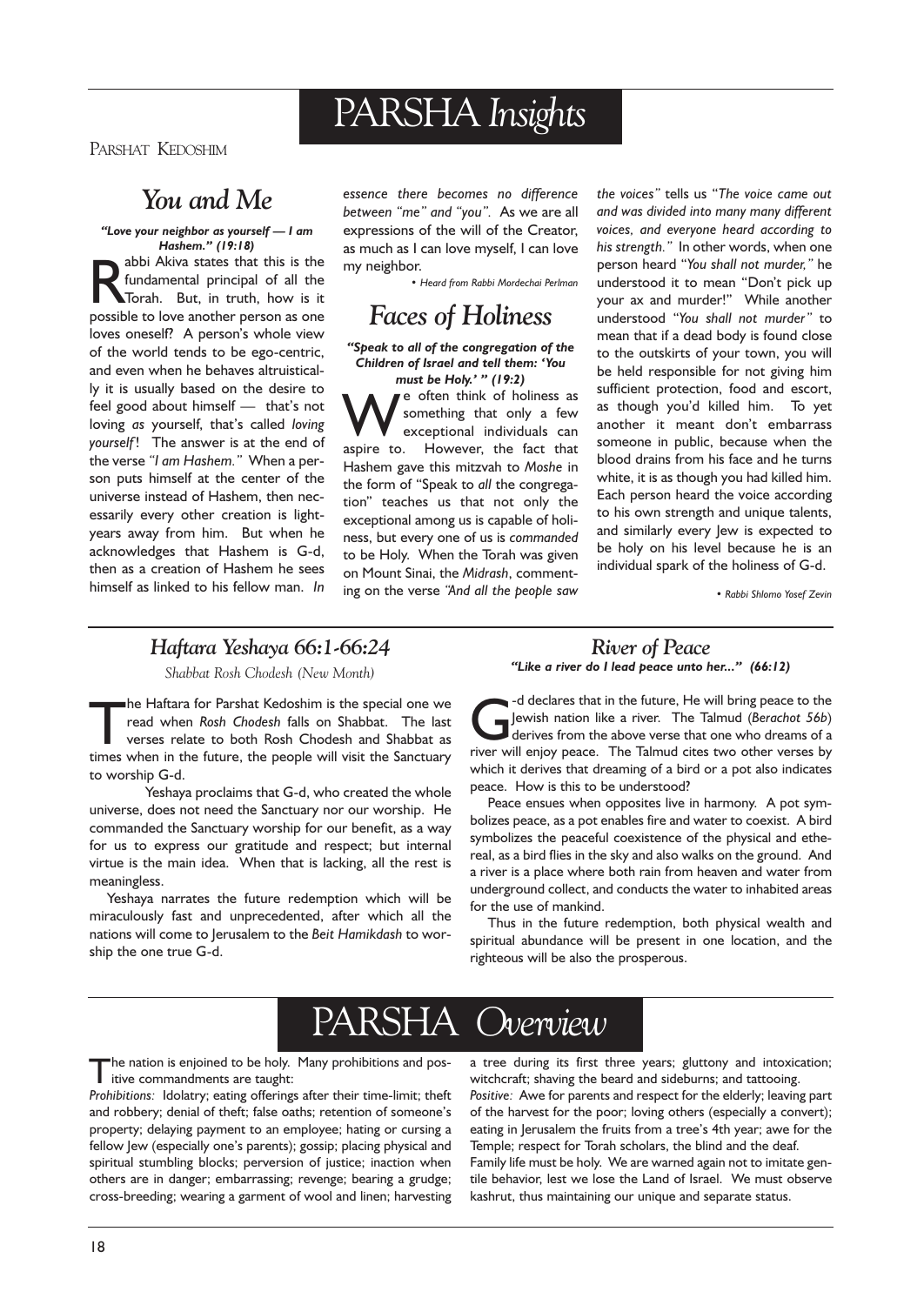# PARSHA *Insights*

PARSHAT KEDOSHIM

## *You and Me*

***"Love your neighbor as yourself — I am Hashem." (19:18)***

Rabbi Akiva states that this is the fundamental principal of all the Torah. But, in truth, how is it possible to love another person as one loves oneself? A person's whole view of the world tends to be ego-centric, and even when he behaves altruistically it is usually based on the desire to feel good about himself — that's not loving *as* yourself, that's called *loving yourself*! The answer is at the end of the verse *"I am Hashem."* When a person puts himself at the center of the universe instead of Hashem, then necessarily every other creation is light-years away from him. But when he acknowledges that Hashem is G-d, then as a creation of Hashem he sees himself as linked to his fellow man. *In essence there becomes no difference between "me" and "you".* As we are all expressions of the will of the Creator, as much as I can love myself, I can love my neighbor.

*• Heard from Rabbi Mordechai Perlman*

## *Faces of Holiness*

***"Speak to all of the congregation of the Children of Israel and tell them: 'You must be Holy.' " (19:2)***

We often think of holiness as something that only a few exceptional individuals can aspire to. However, the fact that Hashem gave this mitzvah to *Moshe* in the form of "Speak to *all* the congregation" teaches us that not only the exceptional among us is capable of holiness, but every one of us is *commanded* to be Holy. When the Torah was given on Mount Sinai, the *Midrash*, commenting on the verse *"And all the people saw the voices"* tells us "*The voice came out and was divided into many many different voices, and everyone heard according to his strength."* In other words, when one person heard "*You shall not murder,"* he understood it to mean "Don't pick up your ax and murder!" While another understood "*You shall not murder"* to mean that if a dead body is found close to the outskirts of your town, you will be held responsible for not giving him sufficient protection, food and escort, as though you'd killed him. To yet another it meant don't embarrass someone in public, because when the blood drains from his face and he turns white, it is as though you had killed him. Each person heard the voice according to his own strength and unique talents, and similarly every Jew is expected to be holy on his level because he is an individual spark of the holiness of G-d.

*• Rabbi Shlomo Yosef Zevin*

## *Haftara Yeshaya 66:1-66:24*

*Shabbat Rosh Chodesh (New Month)*

The Haftara for Parshat Kedoshim is the special one we read when *Rosh Chodesh* falls on Shabbat. The last verses relate to both Rosh Chodesh and Shabbat as times when in the future, the people will visit the Sanctuary to worship G-d.

Yeshaya proclaims that G-d, who created the whole universe, does not need the Sanctuary nor our worship. He commanded the Sanctuary worship for our benefit, as a way for us to express our gratitude and respect; but internal virtue is the main idea. When that is lacking, all the rest is meaningless.

Yeshaya narrates the future redemption which will be miraculously fast and unprecedented, after which all the nations will come to Jerusalem to the *Beit Hamikdash* to worship the one true G-d.

## *River of Peace*

***"Like a river do I lead peace unto her..." (66:12)***

G-d declares that in the future, He will bring peace to the Jewish nation like a river. The Talmud (*Berachot 56b*) derives from the above verse that one who dreams of a river will enjoy peace. The Talmud cites two other verses by which it derives that dreaming of a bird or a pot also indicates peace. How is this to be understood?

Peace ensues when opposites live in harmony. A pot symbolizes peace, as a pot enables fire and water to coexist. A bird symbolizes the peaceful coexistence of the physical and ethereal, as a bird flies in the sky and also walks on the ground. And a river is a place where both rain from heaven and water from underground collect, and conducts the water to inhabited areas for the use of mankind.

Thus in the future redemption, both physical wealth and spiritual abundance will be present in one location, and the righteous will be also the prosperous.

# PARSHA *Overview*

The nation is enjoined to be holy. Many prohibitions and positive commandments are taught:

*Prohibitions:* Idolatry; eating offerings after their time-limit; theft and robbery; denial of theft; false oaths; retention of someone's property; delaying payment to an employee; hating or cursing a fellow Jew (especially one's parents); gossip; placing physical and spiritual stumbling blocks; perversion of justice; inaction when others are in danger; embarrassing; revenge; bearing a grudge; cross-breeding; wearing a garment of wool and linen; harvesting a tree during its first three years; gluttony and intoxication; witchcraft; shaving the beard and sideburns; and tattooing.

*Positive:* Awe for parents and respect for the elderly; leaving part of the harvest for the poor; loving others (especially a convert); eating in Jerusalem the fruits from a tree's 4th year; awe for the Temple; respect for Torah scholars, the blind and the deaf.

Family life must be holy. We are warned again not to imitate gentile behavior, lest we lose the Land of Israel. We must observe kashrut, thus maintaining our unique and separate status.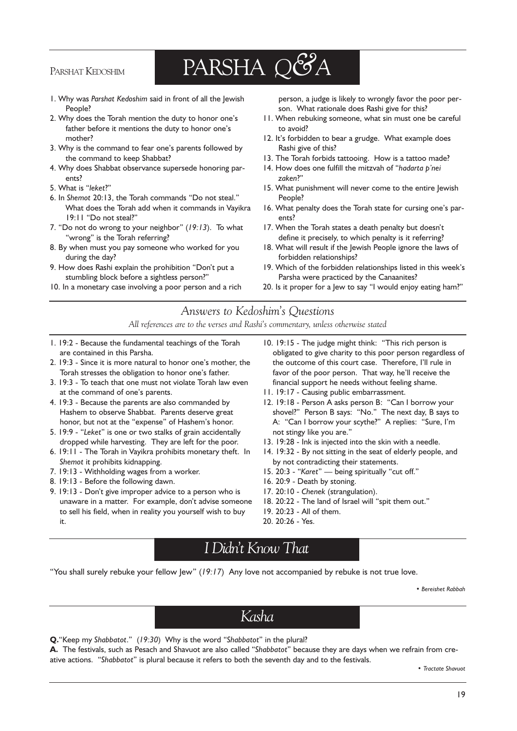Parshat Kedoshim

# PARSHA Q&A

1. Why was *Parshat Kedoshim* said in front of all the Jewish People?
2. Why does the Torah mention the duty to honor one's father before it mentions the duty to honor one's mother?
3. Why is the command to fear one's parents followed by the command to keep Shabbat?
4. Why does Shabbat observance supersede honoring parents?
5. What is "*leket*?"
6. In *Shemot* 20:13, the Torah commands "Do not steal." What does the Torah add when it commands in Vayikra 19:11 "Do not steal?"
7. "Do not do wrong to your neighbor" (*19:13*). To what "wrong" is the Torah referring?
8. By when must you pay someone who worked for you during the day?
9. How does Rashi explain the prohibition "Don't put a stumbling block before a sightless person?"
10. In a monetary case involving a poor person and a rich person, a judge is likely to wrongly favor the poor person. What rationale does Rashi give for this?
11. When rebuking someone, what sin must one be careful to avoid?
12. It's forbidden to bear a grudge. What example does Rashi give of this?
13. The Torah forbids tattooing. How is a tattoo made?
14. How does one fulfill the mitzvah of "*hadarta p'nei zaken*?"
15. What punishment will never come to the entire Jewish People?
16. What penalty does the Torah state for cursing one's parents?
17. When the Torah states a death penalty but doesn't define it precisely, to which penalty is it referring?
18. What will result if the Jewish People ignore the laws of forbidden relationships?
19. Which of the forbidden relationships listed in this week's Parsha were practiced by the Canaanites?
20. Is it proper for a Jew to say "I would enjoy eating ham?"

## *Answers to Kedoshim's Questions*

*All references are to the verses and Rashi's commentary, unless otherwise stated*

1. 19:2 - Because the fundamental teachings of the Torah are contained in this Parsha.
2. 19:3 - Since it is more natural to honor one's mother, the Torah stresses the obligation to honor one's father.
3. 19:3 - To teach that one must not violate Torah law even at the command of one's parents.
4. 19:3 - Because the parents are also commanded by Hashem to observe Shabbat. Parents deserve great honor, but not at the "expense" of Hashem's honor.
5. 19:9 - "*Leket*" is one or two stalks of grain accidentally dropped while harvesting. They are left for the poor.
6. 19:11 - The Torah in Vayikra prohibits monetary theft. In *Shemot* it prohibits kidnapping.
7. 19:13 - Withholding wages from a worker.
8. 19:13 - Before the following dawn.
9. 19:13 - Don't give improper advice to a person who is unaware in a matter. For example, don't advise someone to sell his field, when in reality you yourself wish to buy it.
10. 19:15 - The judge might think: "This rich person is obligated to give charity to this poor person regardless of the outcome of this court case. Therefore, I'll rule in favor of the poor person. That way, he'll receive the financial support he needs without feeling shame.
11. 19:17 - Causing public embarrassment.
12. 19:18 - Person A asks person B: "Can I borrow your shovel?" Person B says: "No." The next day, B says to A: "Can I borrow your scythe?" A replies: "Sure, I'm not stingy like you are."
13. 19:28 - Ink is injected into the skin with a needle.
14. 19:32 - By not sitting in the seat of elderly people, and by not contradicting their statements.
15. 20:3 - "*Karet*" — being spiritually "cut off."
16. 20:9 - Death by stoning.
17. 20:10 - *Chenek* (strangulation).
18. 20:22 - The land of Israel will "spit them out."
19. 20:23 - All of them.
20. 20:26 - Yes.

## *I Didn't Know That*

"You shall surely rebuke your fellow Jew" (*19:17*) Any love not accompanied by rebuke is not true love.

• *Bereishet Rabbah*

## *Kasha*

**Q.** "Keep my *Shabbatot*." (*19:30*) Why is the word "*Shabbatot*" in the plural?

**A.** The festivals, such as Pesach and Shavuot are also called "*Shabbatot*" because they are days when we refrain from creative actions. "*Shabbatot*" is plural because it refers to both the seventh day and to the festivals.

• *Tractate Shavuot*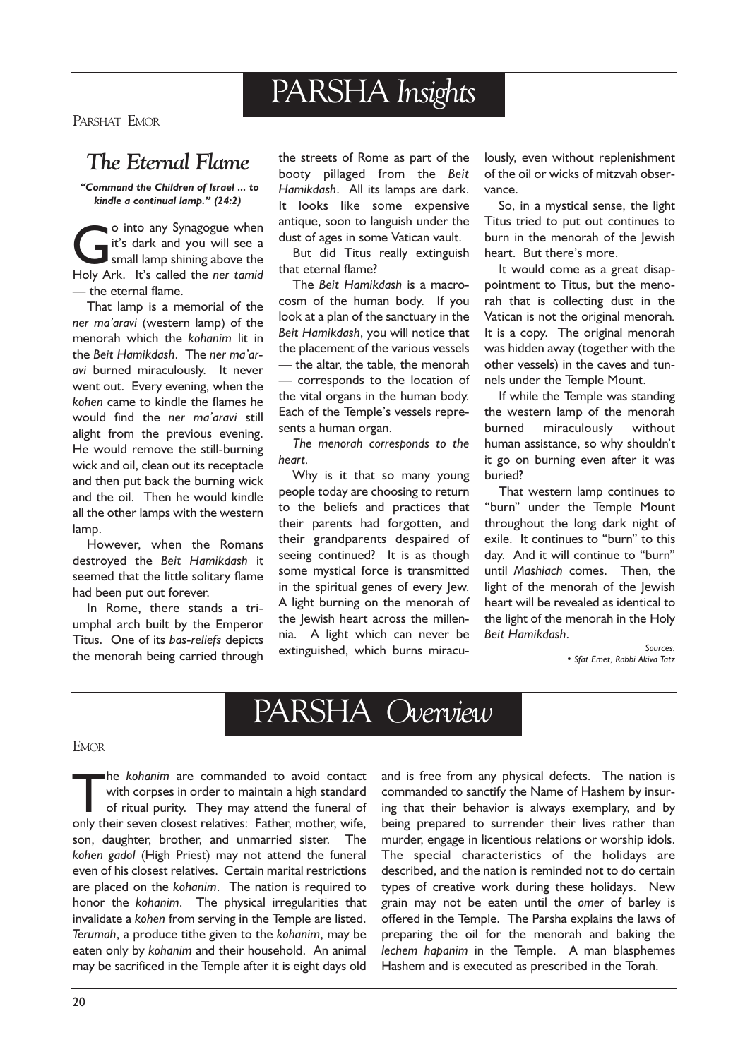# PARSHA *Insights*

PARSHAT EMOR

## *The Eternal Flame*

***"Command the Children of Israel ... to kindle a continual lamp." (24:2)***

Go into any Synagogue when it's dark and you will see a small lamp shining above the Holy Ark. It's called the *ner tamid* — the eternal flame.

That lamp is a memorial of the *ner ma'aravi* (western lamp) of the menorah which the *kohanim* lit in the *Beit Hamikdash*. The *ner ma'aravi* burned miraculously. It never went out. Every evening, when the *kohen* came to kindle the flames he would find the *ner ma'aravi* still alight from the previous evening. He would remove the still-burning wick and oil, clean out its receptacle and then put back the burning wick and the oil. Then he would kindle all the other lamps with the western lamp.

However, when the Romans destroyed the *Beit Hamikdash* it seemed that the little solitary flame had been put out forever.

In Rome, there stands a triumphal arch built by the Emperor Titus. One of its *bas-reliefs* depicts the menorah being carried through the streets of Rome as part of the booty pillaged from the *Beit Hamikdash*. All its lamps are dark. It looks like some expensive antique, soon to languish under the dust of ages in some Vatican vault.

But did Titus really extinguish that eternal flame?

The *Beit Hamikdash* is a macrocosm of the human body. If you look at a plan of the sanctuary in the *Beit Hamikdash*, you will notice that the placement of the various vessels — the altar, the table, the menorah — corresponds to the location of the vital organs in the human body. Each of the Temple's vessels represents a human organ.

*The menorah corresponds to the heart.*

Why is it that so many young people today are choosing to return to the beliefs and practices that their parents had forgotten, and their grandparents despaired of seeing continued? It is as though some mystical force is transmitted in the spiritual genes of every Jew. A light burning on the menorah of the Jewish heart across the millennia. A light which can never be extinguished, which burns miraculously, even without replenishment of the oil or wicks of mitzvah observance.

So, in a mystical sense, the light Titus tried to put out continues to burn in the menorah of the Jewish heart. But there's more.

It would come as a great disappointment to Titus, but the menorah that is collecting dust in the Vatican is not the original menorah. It is a copy. The original menorah was hidden away (together with the other vessels) in the caves and tunnels under the Temple Mount.

If while the Temple was standing the western lamp of the menorah burned miraculously without human assistance, so why shouldn't it go on burning even after it was buried?

That western lamp continues to "burn" under the Temple Mount throughout the long dark night of exile. It continues to "burn" to this day. And it will continue to "burn" until *Mashiach* comes. Then, the light of the menorah of the Jewish heart will be revealed as identical to the light of the menorah in the Holy *Beit Hamikdash*.

*Sources:*
*• Sfat Emet, Rabbi Akiva Tatz*

# PARSHA *Overview*

EMOR

The *kohanim* are commanded to avoid contact with corpses in order to maintain a high standard of ritual purity. They may attend the funeral of only their seven closest relatives: Father, mother, wife, son, daughter, brother, and unmarried sister. The *kohen gadol* (High Priest) may not attend the funeral even of his closest relatives. Certain marital restrictions are placed on the *kohanim*. The nation is required to honor the *kohanim*. The physical irregularities that invalidate a *kohen* from serving in the Temple are listed. *Terumah*, a produce tithe given to the *kohanim*, may be eaten only by *kohanim* and their household. An animal may be sacrificed in the Temple after it is eight days old and is free from any physical defects. The nation is commanded to sanctify the Name of Hashem by insuring that their behavior is always exemplary, and by being prepared to surrender their lives rather than murder, engage in licentious relations or worship idols. The special characteristics of the holidays are described, and the nation is reminded not to do certain types of creative work during these holidays. New grain may not be eaten until the *omer* of barley is offered in the Temple. The Parsha explains the laws of preparing the oil for the menorah and baking the *lechem hapanim* in the Temple. A man blasphemes Hashem and is executed as prescribed in the Torah.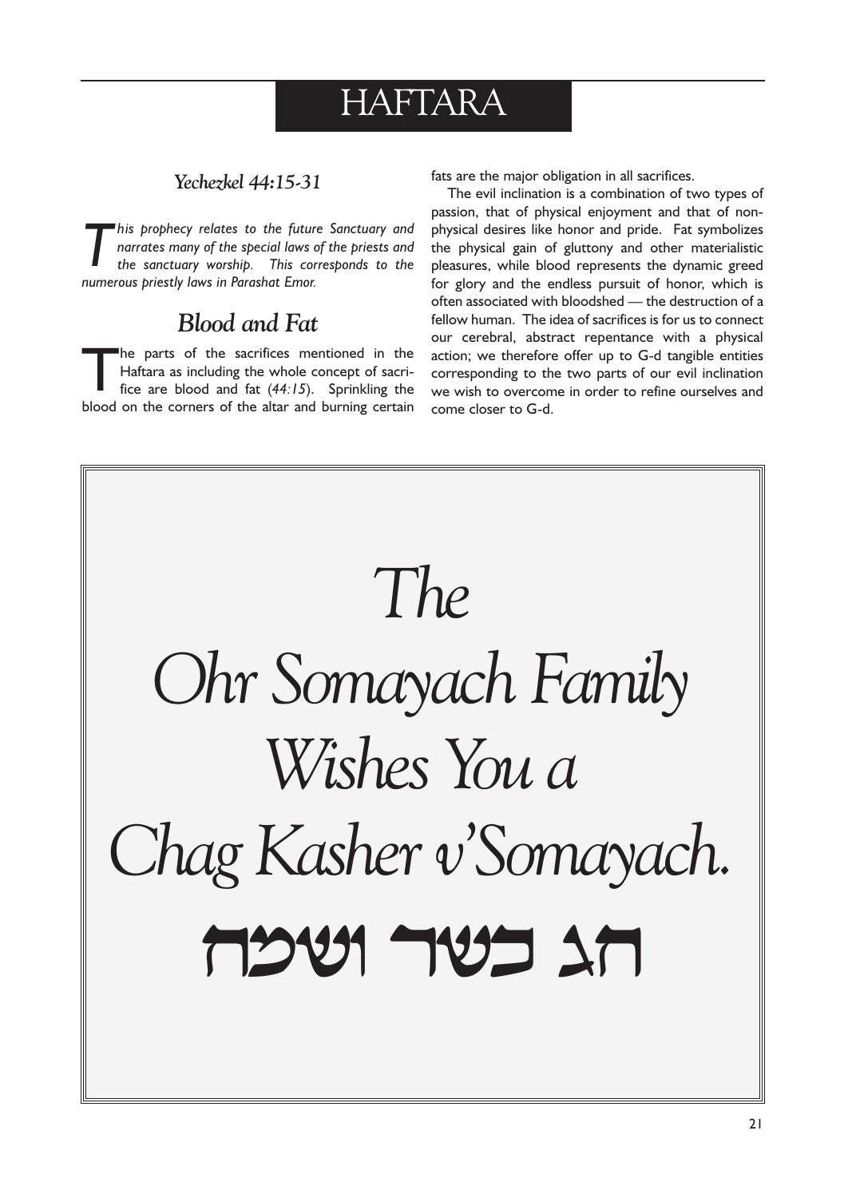# HAFTARA

### *Yechezkel 44:15-31*

*This prophecy relates to the future Sanctuary and narrates many of the special laws of the priests and the sanctuary worship. This corresponds to the numerous priestly laws in Parashat Emor.*

## *Blood and Fat*

The parts of the sacrifices mentioned in the Haftara as including the whole concept of sacrifice are blood and fat (*44:15*). Sprinkling the blood on the corners of the altar and burning certain fats are the major obligation in all sacrifices.

The evil inclination is a combination of two types of passion, that of physical enjoyment and that of non-physical desires like honor and pride. Fat symbolizes the physical gain of gluttony and other materialistic pleasures, while blood represents the dynamic greed for glory and the endless pursuit of honor, which is often associated with bloodshed — the destruction of a fellow human. The idea of sacrifices is for us to connect our cerebral, abstract repentance with a physical action; we therefore offer up to G-d tangible entities corresponding to the two parts of our evil inclination we wish to overcome in order to refine ourselves and come closer to G-d.

*The Ohr Somayach Family Wishes You a Chag Kasher v'Somayach.*

**חג כשר ושמח**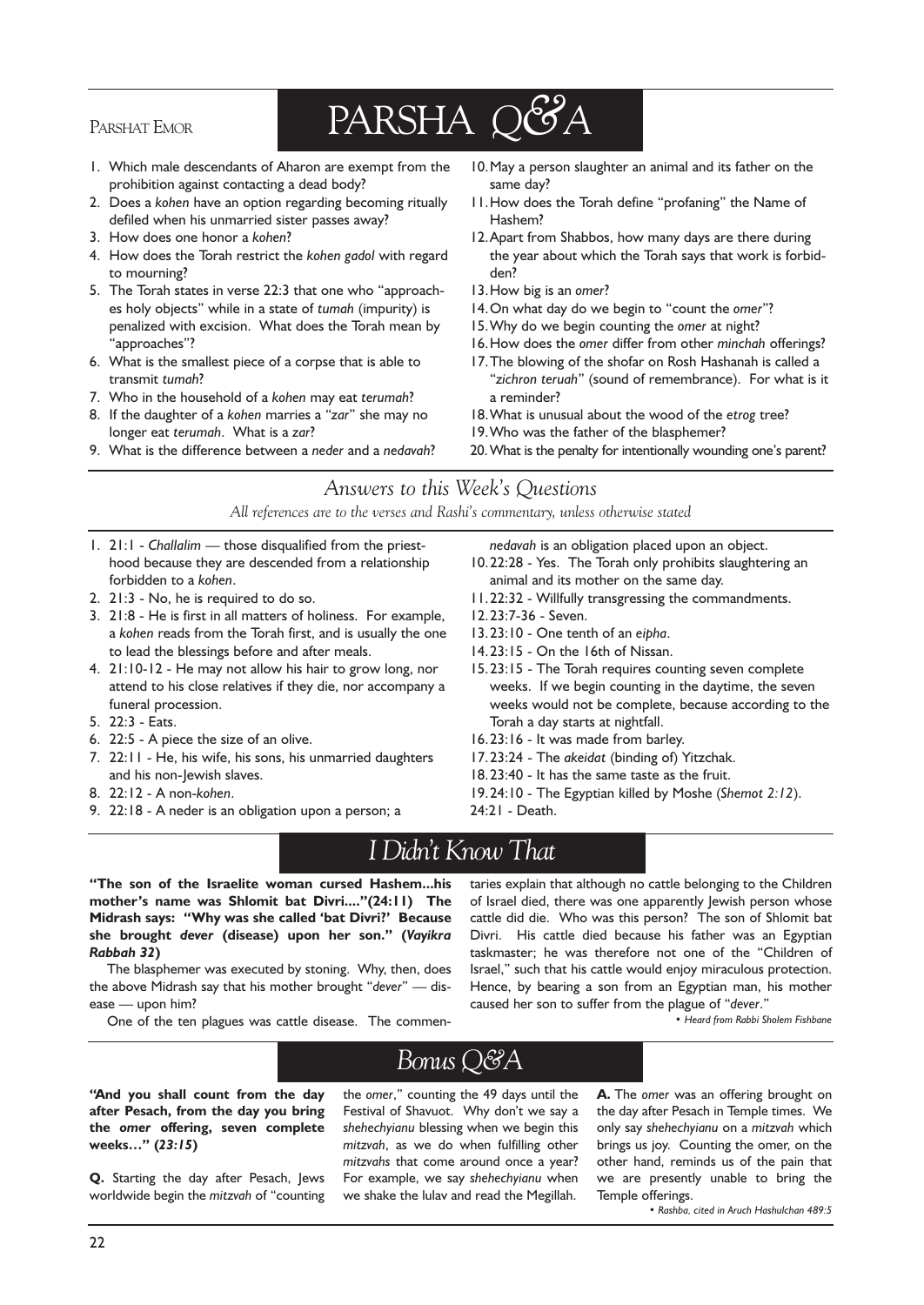PARSHAT EMOR

# PARSHA Q&A

1. Which male descendants of Aharon are exempt from the prohibition against contacting a dead body?
2. Does a *kohen* have an option regarding becoming ritually defiled when his unmarried sister passes away?
3. How does one honor a *kohen*?
4. How does the Torah restrict the *kohen gadol* with regard to mourning?
5. The Torah states in verse 22:3 that one who "approaches holy objects" while in a state of *tumah* (impurity) is penalized with excision. What does the Torah mean by "approaches"?
6. What is the smallest piece of a corpse that is able to transmit *tumah*?
7. Who in the household of a *kohen* may eat *terumah*?
8. If the daughter of a *kohen* marries a "*zar*" she may no longer eat *terumah*. What is a *zar*?
9. What is the difference between a *neder* and a *nedavah*?
10. May a person slaughter an animal and its father on the same day?
11. How does the Torah define "profaning" the Name of Hashem?
12. Apart from Shabbos, how many days are there during the year about which the Torah says that work is forbidden?
13. How big is an *omer*?
14. On what day do we begin to "count the *omer*"?
15. Why do we begin counting the *omer* at night?
16. How does the *omer* differ from other *minchah* offerings?
17. The blowing of the shofar on Rosh Hashanah is called a "*zichron teruah*" (sound of remembrance). For what is it a reminder?
18. What is unusual about the wood of the *etrog* tree?
19. Who was the father of the blasphemer?
20. What is the penalty for intentionally wounding one's parent?

## *Answers to this Week's Questions*

*All references are to the verses and Rashi's commentary, unless otherwise stated*

1. 21:1 - *Challalim* — those disqualified from the priesthood because they are descended from a relationship forbidden to a *kohen*.
2. 21:3 - No, he is required to do so.
3. 21:8 - He is first in all matters of holiness. For example, a *kohen* reads from the Torah first, and is usually the one to lead the blessings before and after meals.
4. 21:10-12 - He may not allow his hair to grow long, nor attend to his close relatives if they die, nor accompany a funeral procession.
5. 22:3 - Eats.
6. 22:5 - A piece the size of an olive.
7. 22:11 - He, his wife, his sons, his unmarried daughters and his non-Jewish slaves.
8. 22:12 - A non-*kohen*.
9. 22:18 - A neder is an obligation upon a person; a *nedavah* is an obligation placed upon an object.
10. 22:28 - Yes. The Torah only prohibits slaughtering an animal and its mother on the same day.
11. 22:32 - Willfully transgressing the commandments.
12. 23:7-36 - Seven.
13. 23:10 - One tenth of an *eipha*.
14. 23:15 - On the 16th of Nissan.
15. 23:15 - The Torah requires counting seven complete weeks. If we begin counting in the daytime, the seven weeks would not be complete, because according to the Torah a day starts at nightfall.
16. 23:16 - It was made from barley.
17. 23:24 - The *akeidat* (binding of) Yitzchak.
18. 23:40 - It has the same taste as the fruit.
19. 24:10 - The Egyptian killed by Moshe (*Shemot 2:12*).
20. 24:21 - Death.

## *I Didn't Know That*

**"The son of the Israelite woman cursed Hashem...his mother's name was Shlomit bat Divri...."(24:11) The Midrash says: "Why was she called 'bat Divri?' Because she brought *dever* (disease) upon her son." (*Vayikra Rabbah 32*)**

The blasphemer was executed by stoning. Why, then, does the above Midrash say that his mother brought "*dever*" — disease — upon him?

One of the ten plagues was cattle disease. The commentaries explain that although no cattle belonging to the Children of Israel died, there was one apparently Jewish person whose cattle did die. Who was this person? The son of Shlomit bat Divri. His cattle died because his father was an Egyptian taskmaster; he was therefore not one of the "Children of Israel," such that his cattle would enjoy miraculous protection. Hence, by bearing a son from an Egyptian man, his mother caused her son to suffer from the plague of "*dever*."

*• Heard from Rabbi Sholem Fishbane*

## *Bonus Q&A*

**"And you shall count from the day after Pesach, from the day you bring the *omer* offering, seven complete weeks…" (*23:15*)**

**Q.** Starting the day after Pesach, Jews worldwide begin the *mitzvah* of "counting the *omer*," counting the 49 days until the Festival of Shavuot. Why don't we say a *shehechyianu* blessing when we begin this *mitzvah*, as we do when fulfilling other *mitzvahs* that come around once a year? For example, we say *shehechyianu* when we shake the lulav and read the Megillah.

**A.** The *omer* was an offering brought on the day after Pesach in Temple times. We only say *shehechyianu* on a *mitzvah* which brings us joy. Counting the omer, on the other hand, reminds us of the pain that we are presently unable to bring the Temple offerings.

*• Rashba, cited in Aruch Hashulchan 489:5*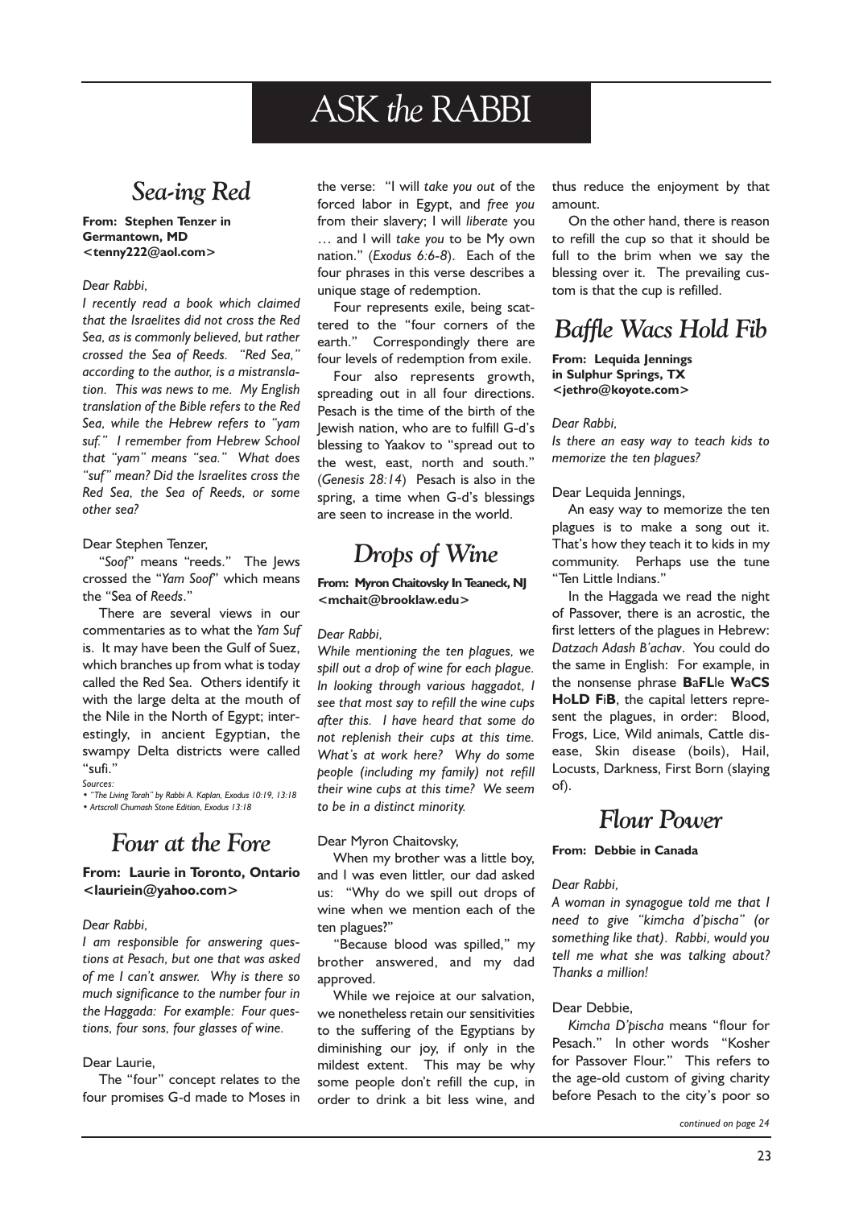# ASK *the* RABBI

## *Sea-ing Red*

**From: Stephen Tenzer in Germantown, MD <tenny222@aol.com>**

*Dear Rabbi,*

*I recently read a book which claimed that the Israelites did not cross the Red Sea, as is commonly believed, but rather crossed the Sea of Reeds. "Red Sea," according to the author, is a mistranslation. This was news to me. My English translation of the Bible refers to the Red Sea, while the Hebrew refers to "yam suf." I remember from Hebrew School that "yam" means "sea." What does "suf" mean? Did the Israelites cross the Red Sea, the Sea of Reeds, or some other sea?*

Dear Stephen Tenzer,

"*Soof*" means "reeds." The Jews crossed the "*Yam Soof*" which means the "Sea of *Reeds*."

There are several views in our commentaries as to what the *Yam Suf* is. It may have been the Gulf of Suez, which branches up from what is today called the Red Sea. Others identify it with the large delta at the mouth of the Nile in the North of Egypt; interestingly, in ancient Egyptian, the swampy Delta districts were called "sufi."

*Sources:*
- *"The Living Torah" by Rabbi A. Kaplan, Exodus 10:19, 13:18*
- *Artscroll Chumash Stone Edition, Exodus 13:18*

## *Four at the Fore*

**From: Laurie in Toronto, Ontario <lauriein@yahoo.com>**

*Dear Rabbi,*

*I am responsible for answering questions at Pesach, but one that was asked of me I can't answer. Why is there so much significance to the number four in the Haggada: For example: Four questions, four sons, four glasses of wine.*

Dear Laurie,

The "four" concept relates to the four promises G-d made to Moses in the verse: "I will *take you out* of the forced labor in Egypt, and *free you* from their slavery; I will *liberate* you … and I will *take you* to be My own nation." (*Exodus 6:6-8*). Each of the four phrases in this verse describes a unique stage of redemption.

Four represents exile, being scattered to the "four corners of the earth." Correspondingly there are four levels of redemption from exile.

Four also represents growth, spreading out in all four directions. Pesach is the time of the birth of the Jewish nation, who are to fulfill G-d's blessing to Yaakov to "spread out to the west, east, north and south." (*Genesis 28:14*) Pesach is also in the spring, a time when G-d's blessings are seen to increase in the world.

## *Drops of Wine*

**From: Myron Chaitovsky In Teaneck, NJ <mchait@brooklaw.edu>**

*Dear Rabbi,*

*While mentioning the ten plagues, we spill out a drop of wine for each plague. In looking through various haggadot, I see that most say to refill the wine cups after this. I have heard that some do not replenish their cups at this time. What's at work here? Why do some people (including my family) not refill their wine cups at this time? We seem to be in a distinct minority.*

Dear Myron Chaitovsky,

When my brother was a little boy, and I was even littler, our dad asked us: "Why do we spill out drops of wine when we mention each of the ten plagues?"

"Because blood was spilled," my brother answered, and my dad approved.

While we rejoice at our salvation, we nonetheless retain our sensitivities to the suffering of the Egyptians by diminishing our joy, if only in the mildest extent. This may be why some people don't refill the cup, in order to drink a bit less wine, and thus reduce the enjoyment by that amount.

On the other hand, there is reason to refill the cup so that it should be full to the brim when we say the blessing over it. The prevailing custom is that the cup is refilled.

## *Baffle Wacs Hold Fib*

**From: Lequida Jennings in Sulphur Springs, TX <jethro@koyote.com>**

*Dear Rabbi,*

*Is there an easy way to teach kids to memorize the ten plagues?*

Dear Lequida Jennings,

An easy way to memorize the ten plagues is to make a song out it. That's how they teach it to kids in my community. Perhaps use the tune "Ten Little Indians."

In the Haggada we read the night of Passover, there is an acrostic, the first letters of the plagues in Hebrew: *Datzach Adash B'achav*. You could do the same in English: For example, in the nonsense phrase **B**a**FL**le **W**a**CS** **H**o**LD** **F**i**B**, the capital letters represent the plagues, in order: Blood, Frogs, Lice, Wild animals, Cattle disease, Skin disease (boils), Hail, Locusts, Darkness, First Born (slaying of).

## *Flour Power*

**From: Debbie in Canada**

*Dear Rabbi,*

*A woman in synagogue told me that I need to give "kimcha d'pischa" (or something like that). Rabbi, would you tell me what she was talking about? Thanks a million!*

Dear Debbie,

*Kimcha D'pischa* means "flour for Pesach." In other words "Kosher for Passover Flour." This refers to the age-old custom of giving charity before Pesach to the city's poor so

*continued on page 24*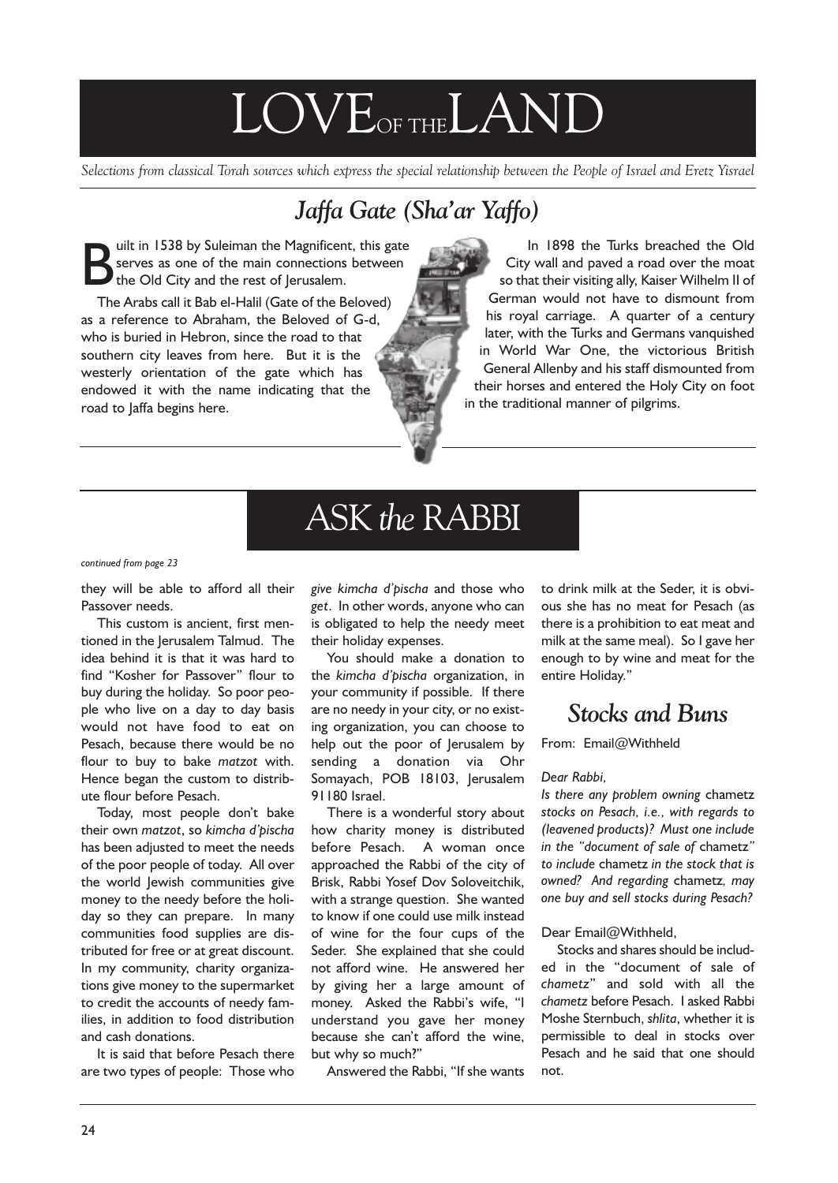# LOVE OF THE LAND

*Selections from classical Torah sources which express the special relationship between the People of Israel and Eretz Yisrael*

## *Jaffa Gate (Sha'ar Yaffo)*

Built in 1538 by Suleiman the Magnificent, this gate serves as one of the main connections between the Old City and the rest of Jerusalem.

The Arabs call it Bab el-Halil (Gate of the Beloved) as a reference to Abraham, the Beloved of G-d, who is buried in Hebron, since the road to that southern city leaves from here. But it is the westerly orientation of the gate which has endowed it with the name indicating that the road to Jaffa begins here.

In 1898 the Turks breached the Old City wall and paved a road over the moat so that their visiting ally, Kaiser Wilhelm II of German would not have to dismount from his royal carriage. A quarter of a century later, with the Turks and Germans vanquished in World War One, the victorious British General Allenby and his staff dismounted from their horses and entered the Holy City on foot in the traditional manner of pilgrims.

# ASK *the* RABBI

*continued from page 23*

they will be able to afford all their Passover needs.

This custom is ancient, first mentioned in the Jerusalem Talmud. The idea behind it is that it was hard to find "Kosher for Passover" flour to buy during the holiday. So poor people who live on a day to day basis would not have food to eat on Pesach, because there would be no flour to buy to bake *matzot* with. Hence began the custom to distribute flour before Pesach.

Today, most people don't bake their own *matzot*, so *kimcha d'pischa* has been adjusted to meet the needs of the poor people of today. All over the world Jewish communities give money to the needy before the holiday so they can prepare. In many communities food supplies are distributed for free or at great discount. In my community, charity organizations give money to the supermarket to credit the accounts of needy families, in addition to food distribution and cash donations.

It is said that before Pesach there are two types of people: Those who *give kimcha d'pischa* and those who *get*. In other words, anyone who can is obligated to help the needy meet their holiday expenses.

You should make a donation to the *kimcha d'pischa* organization, in your community if possible. If there are no needy in your city, or no existing organization, you can choose to help out the poor of Jerusalem by sending a donation via Ohr Somayach, POB 18103, Jerusalem 91180 Israel.

There is a wonderful story about how charity money is distributed before Pesach. A woman once approached the Rabbi of the city of Brisk, Rabbi Yosef Dov Soloveitchik, with a strange question. She wanted to know if one could use milk instead of wine for the four cups of the Seder. She explained that she could not afford wine. He answered her by giving her a large amount of money. Asked the Rabbi's wife, "I understand you gave her money because she can't afford the wine, but why so much?"

Answered the Rabbi, "If she wants to drink milk at the Seder, it is obvious she has no meat for Pesach (as there is a prohibition to eat meat and milk at the same meal). So I gave her enough to by wine and meat for the entire Holiday."

## *Stocks and Buns*

From: Email@Withheld

*Dear Rabbi,*

*Is there any problem owning* chametz *stocks on Pesach, i.e., with regards to (leavened products)? Must one include in the "document of sale of* chametz*" to include* chametz *in the stock that is owned? And regarding* chametz*, may one buy and sell stocks during Pesach?*

Dear Email@Withheld,

Stocks and shares should be included in the "document of sale of *chametz*" and sold with all the *chametz* before Pesach. I asked Rabbi Moshe Sternbuch, *shlita*, whether it is permissible to deal in stocks over Pesach and he said that one should not.